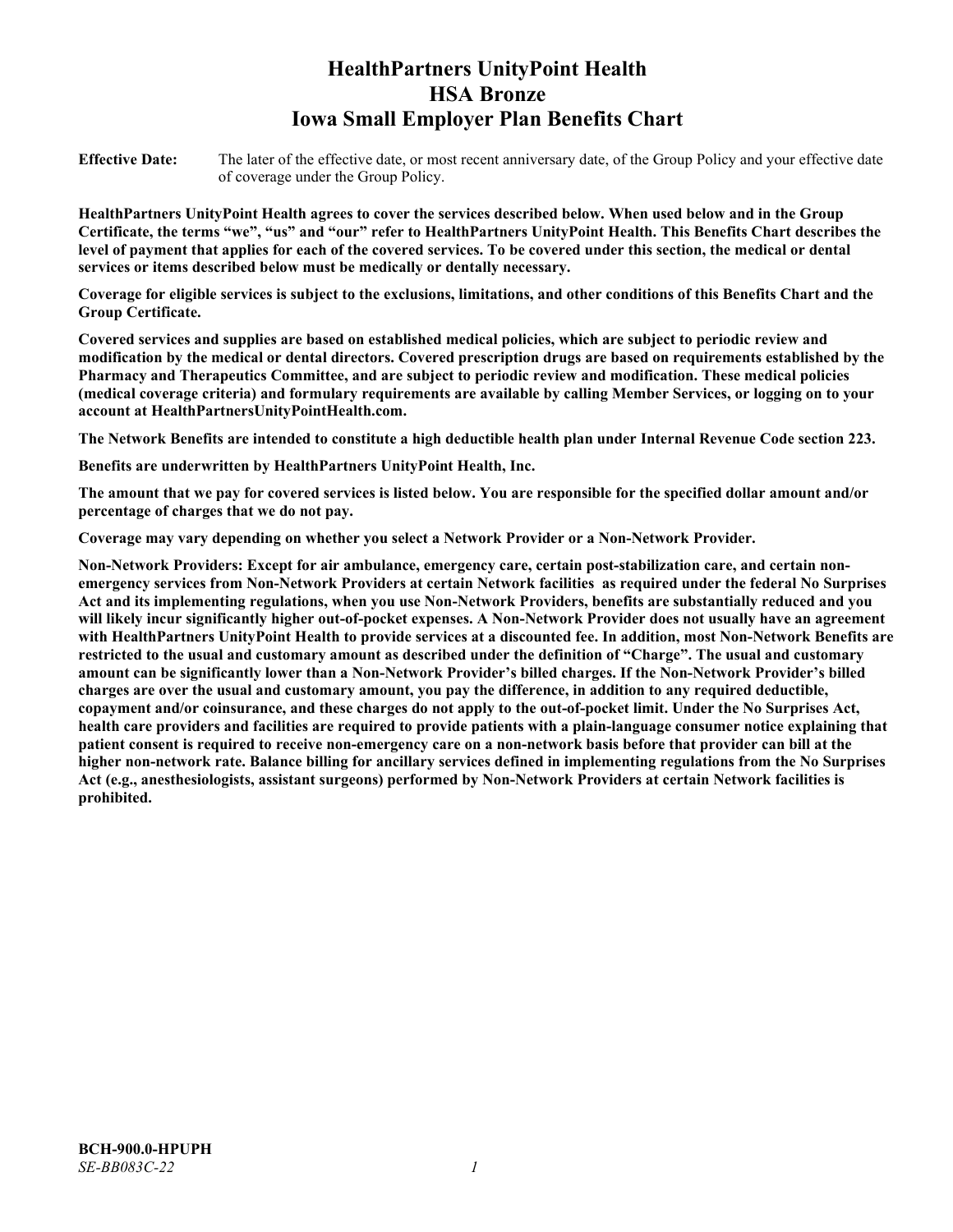# HealthPartners UnityPoint Health
# HSA Bronze
# Iowa Small Employer Plan Benefits Chart

**Effective Date:** The later of the effective date, or most recent anniversary date, of the Group Policy and your effective date of coverage under the Group Policy.

**HealthPartners UnityPoint Health agrees to cover the services described below. When used below and in the Group Certificate, the terms "we", "us" and "our" refer to HealthPartners UnityPoint Health. This Benefits Chart describes the level of payment that applies for each of the covered services. To be covered under this section, the medical or dental services or items described below must be medically or dentally necessary.**

**Coverage for eligible services is subject to the exclusions, limitations, and other conditions of this Benefits Chart and the Group Certificate.**

**Covered services and supplies are based on established medical policies, which are subject to periodic review and modification by the medical or dental directors. Covered prescription drugs are based on requirements established by the Pharmacy and Therapeutics Committee, and are subject to periodic review and modification. These medical policies (medical coverage criteria) and formulary requirements are available by calling Member Services, or logging on to your account at HealthPartnersUnityPointHealth.com.**

**The Network Benefits are intended to constitute a high deductible health plan under Internal Revenue Code section 223.**

**Benefits are underwritten by HealthPartners UnityPoint Health, Inc.**

**The amount that we pay for covered services is listed below. You are responsible for the specified dollar amount and/or percentage of charges that we do not pay.**

**Coverage may vary depending on whether you select a Network Provider or a Non-Network Provider.**

**Non-Network Providers: Except for air ambulance, emergency care, certain post-stabilization care, and certain non-emergency services from Non-Network Providers at certain Network facilities as required under the federal No Surprises Act and its implementing regulations, when you use Non-Network Providers, benefits are substantially reduced and you will likely incur significantly higher out-of-pocket expenses. A Non-Network Provider does not usually have an agreement with HealthPartners UnityPoint Health to provide services at a discounted fee. In addition, most Non-Network Benefits are restricted to the usual and customary amount as described under the definition of "Charge". The usual and customary amount can be significantly lower than a Non-Network Provider's billed charges. If the Non-Network Provider's billed charges are over the usual and customary amount, you pay the difference, in addition to any required deductible, copayment and/or coinsurance, and these charges do not apply to the out-of-pocket limit. Under the No Surprises Act, health care providers and facilities are required to provide patients with a plain-language consumer notice explaining that patient consent is required to receive non-emergency care on a non-network basis before that provider can bill at the higher non-network rate. Balance billing for ancillary services defined in implementing regulations from the No Surprises Act (e.g., anesthesiologists, assistant surgeons) performed by Non-Network Providers at certain Network facilities is prohibited.**

**BCH-900.0-HPUPH**
*SE-BB083C-22*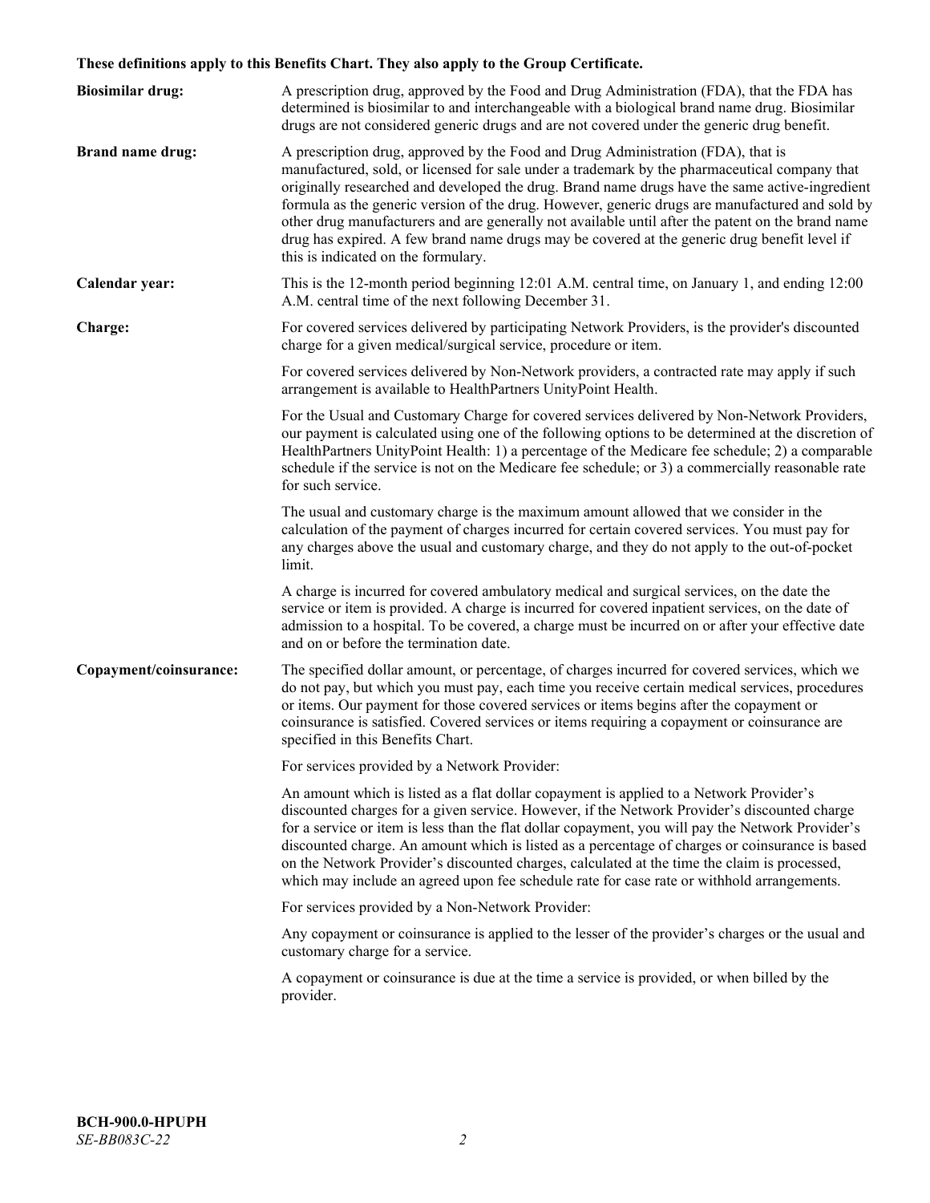**These definitions apply to this Benefits Chart. They also apply to the Group Certificate.**

**Biosimilar drug:** A prescription drug, approved by the Food and Drug Administration (FDA), that the FDA has determined is biosimilar to and interchangeable with a biological brand name drug. Biosimilar drugs are not considered generic drugs and are not covered under the generic drug benefit.

**Brand name drug:** A prescription drug, approved by the Food and Drug Administration (FDA), that is manufactured, sold, or licensed for sale under a trademark by the pharmaceutical company that originally researched and developed the drug. Brand name drugs have the same active-ingredient formula as the generic version of the drug. However, generic drugs are manufactured and sold by other drug manufacturers and are generally not available until after the patent on the brand name drug has expired. A few brand name drugs may be covered at the generic drug benefit level if this is indicated on the formulary.

**Calendar year:** This is the 12-month period beginning 12:01 A.M. central time, on January 1, and ending 12:00 A.M. central time of the next following December 31.

**Charge:** For covered services delivered by participating Network Providers, is the provider's discounted charge for a given medical/surgical service, procedure or item.

For covered services delivered by Non-Network providers, a contracted rate may apply if such arrangement is available to HealthPartners UnityPoint Health.

For the Usual and Customary Charge for covered services delivered by Non-Network Providers, our payment is calculated using one of the following options to be determined at the discretion of HealthPartners UnityPoint Health: 1) a percentage of the Medicare fee schedule; 2) a comparable schedule if the service is not on the Medicare fee schedule; or 3) a commercially reasonable rate for such service.

The usual and customary charge is the maximum amount allowed that we consider in the calculation of the payment of charges incurred for certain covered services. You must pay for any charges above the usual and customary charge, and they do not apply to the out-of-pocket limit.

A charge is incurred for covered ambulatory medical and surgical services, on the date the service or item is provided. A charge is incurred for covered inpatient services, on the date of admission to a hospital. To be covered, a charge must be incurred on or after your effective date and on or before the termination date.

**Copayment/coinsurance:** The specified dollar amount, or percentage, of charges incurred for covered services, which we do not pay, but which you must pay, each time you receive certain medical services, procedures or items. Our payment for those covered services or items begins after the copayment or coinsurance is satisfied. Covered services or items requiring a copayment or coinsurance are specified in this Benefits Chart.

For services provided by a Network Provider:

An amount which is listed as a flat dollar copayment is applied to a Network Provider's discounted charges for a given service. However, if the Network Provider's discounted charge for a service or item is less than the flat dollar copayment, you will pay the Network Provider's discounted charge. An amount which is listed as a percentage of charges or coinsurance is based on the Network Provider's discounted charges, calculated at the time the claim is processed, which may include an agreed upon fee schedule rate for case rate or withhold arrangements.

For services provided by a Non-Network Provider:

Any copayment or coinsurance is applied to the lesser of the provider's charges or the usual and customary charge for a service.

A copayment or coinsurance is due at the time a service is provided, or when billed by the provider.

**BCH-900.0-HPUPH**
*SE-BB083C-22*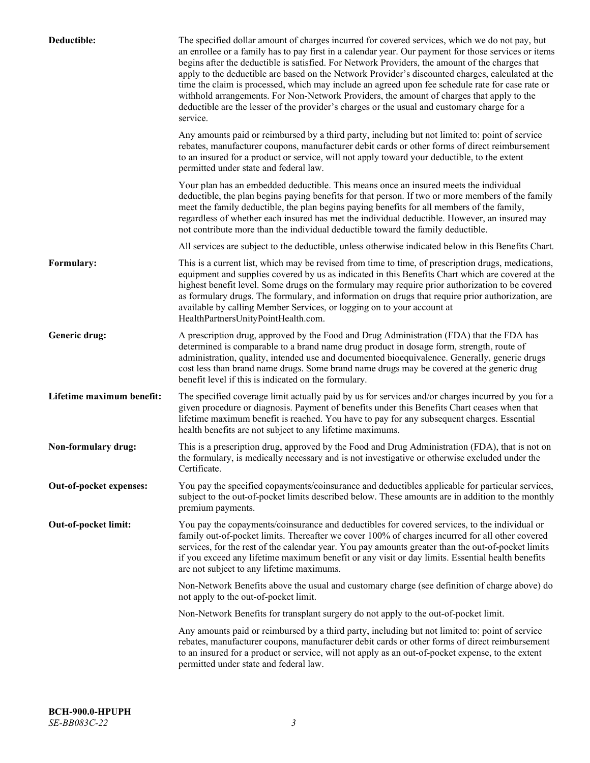**Deductible:** The specified dollar amount of charges incurred for covered services, which we do not pay, but an enrollee or a family has to pay first in a calendar year. Our payment for those services or items begins after the deductible is satisfied. For Network Providers, the amount of the charges that apply to the deductible are based on the Network Provider's discounted charges, calculated at the time the claim is processed, which may include an agreed upon fee schedule rate for case rate or withhold arrangements. For Non-Network Providers, the amount of charges that apply to the deductible are the lesser of the provider's charges or the usual and customary charge for a service.

Any amounts paid or reimbursed by a third party, including but not limited to: point of service rebates, manufacturer coupons, manufacturer debit cards or other forms of direct reimbursement to an insured for a product or service, will not apply toward your deductible, to the extent permitted under state and federal law.

Your plan has an embedded deductible. This means once an insured meets the individual deductible, the plan begins paying benefits for that person. If two or more members of the family meet the family deductible, the plan begins paying benefits for all members of the family, regardless of whether each insured has met the individual deductible. However, an insured may not contribute more than the individual deductible toward the family deductible.

All services are subject to the deductible, unless otherwise indicated below in this Benefits Chart.

**Formulary:** This is a current list, which may be revised from time to time, of prescription drugs, medications, equipment and supplies covered by us as indicated in this Benefits Chart which are covered at the highest benefit level. Some drugs on the formulary may require prior authorization to be covered as formulary drugs. The formulary, and information on drugs that require prior authorization, are available by calling Member Services, or logging on to your account at HealthPartnersUnityPointHealth.com.

**Generic drug:** A prescription drug, approved by the Food and Drug Administration (FDA) that the FDA has determined is comparable to a brand name drug product in dosage form, strength, route of administration, quality, intended use and documented bioequivalence. Generally, generic drugs cost less than brand name drugs. Some brand name drugs may be covered at the generic drug benefit level if this is indicated on the formulary.

**Lifetime maximum benefit:** The specified coverage limit actually paid by us for services and/or charges incurred by you for a given procedure or diagnosis. Payment of benefits under this Benefits Chart ceases when that lifetime maximum benefit is reached. You have to pay for any subsequent charges. Essential health benefits are not subject to any lifetime maximums.

**Non-formulary drug:** This is a prescription drug, approved by the Food and Drug Administration (FDA), that is not on the formulary, is medically necessary and is not investigative or otherwise excluded under the Certificate.

**Out-of-pocket expenses:** You pay the specified copayments/coinsurance and deductibles applicable for particular services, subject to the out-of-pocket limits described below. These amounts are in addition to the monthly premium payments.

**Out-of-pocket limit:** You pay the copayments/coinsurance and deductibles for covered services, to the individual or family out-of-pocket limits. Thereafter we cover 100% of charges incurred for all other covered services, for the rest of the calendar year. You pay amounts greater than the out-of-pocket limits if you exceed any lifetime maximum benefit or any visit or day limits. Essential health benefits are not subject to any lifetime maximums.

Non-Network Benefits above the usual and customary charge (see definition of charge above) do not apply to the out-of-pocket limit.

Non-Network Benefits for transplant surgery do not apply to the out-of-pocket limit.

Any amounts paid or reimbursed by a third party, including but not limited to: point of service rebates, manufacturer coupons, manufacturer debit cards or other forms of direct reimbursement to an insured for a product or service, will not apply as an out-of-pocket expense, to the extent permitted under state and federal law.

**BCH-900.0-HPUPH**
*SE-BB083C-22*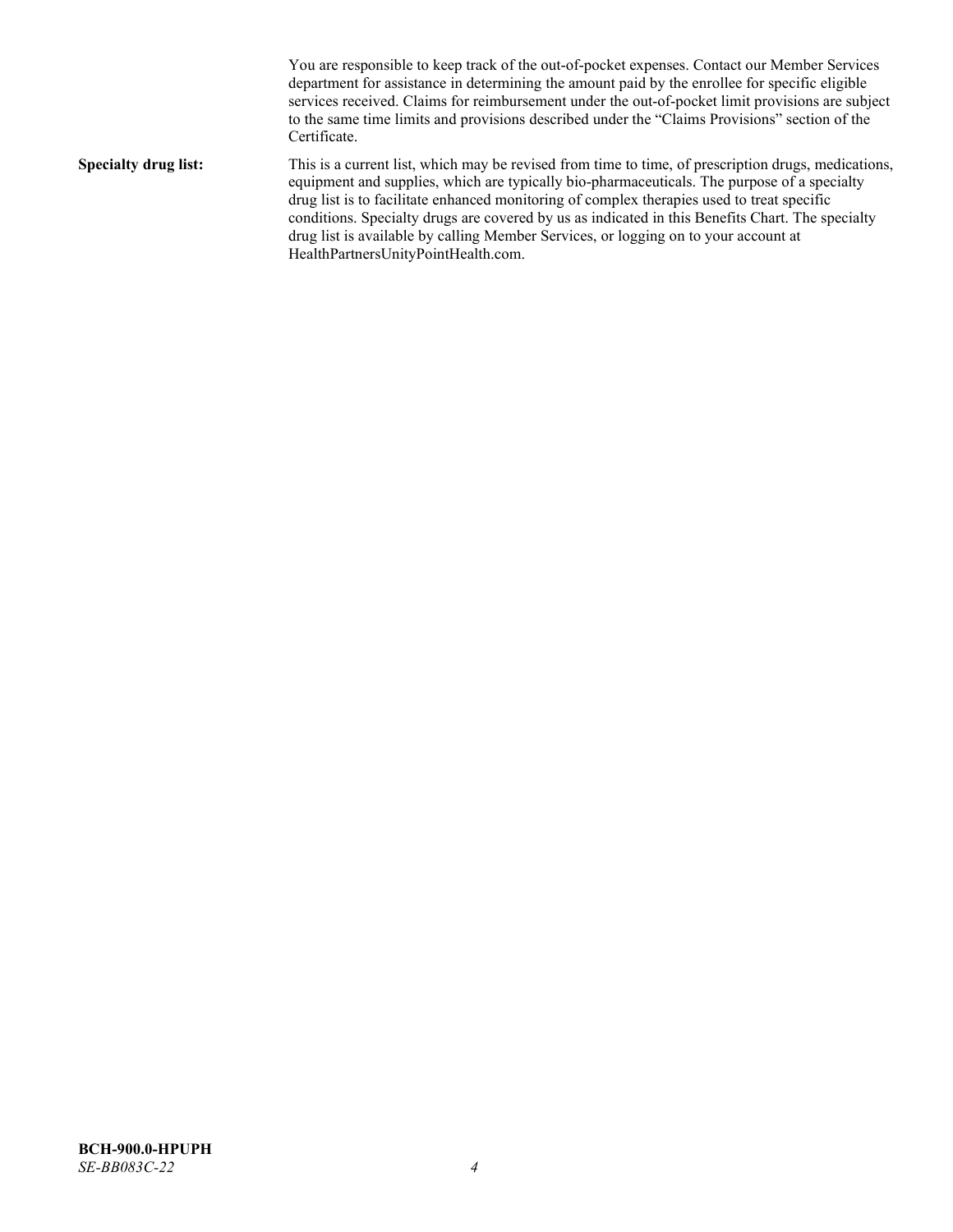You are responsible to keep track of the out-of-pocket expenses. Contact our Member Services department for assistance in determining the amount paid by the enrollee for specific eligible services received. Claims for reimbursement under the out-of-pocket limit provisions are subject to the same time limits and provisions described under the "Claims Provisions" section of the Certificate.

**Specialty drug list:** This is a current list, which may be revised from time to time, of prescription drugs, medications, equipment and supplies, which are typically bio-pharmaceuticals. The purpose of a specialty drug list is to facilitate enhanced monitoring of complex therapies used to treat specific conditions. Specialty drugs are covered by us as indicated in this Benefits Chart. The specialty drug list is available by calling Member Services, or logging on to your account at HealthPartnersUnityPointHealth.com.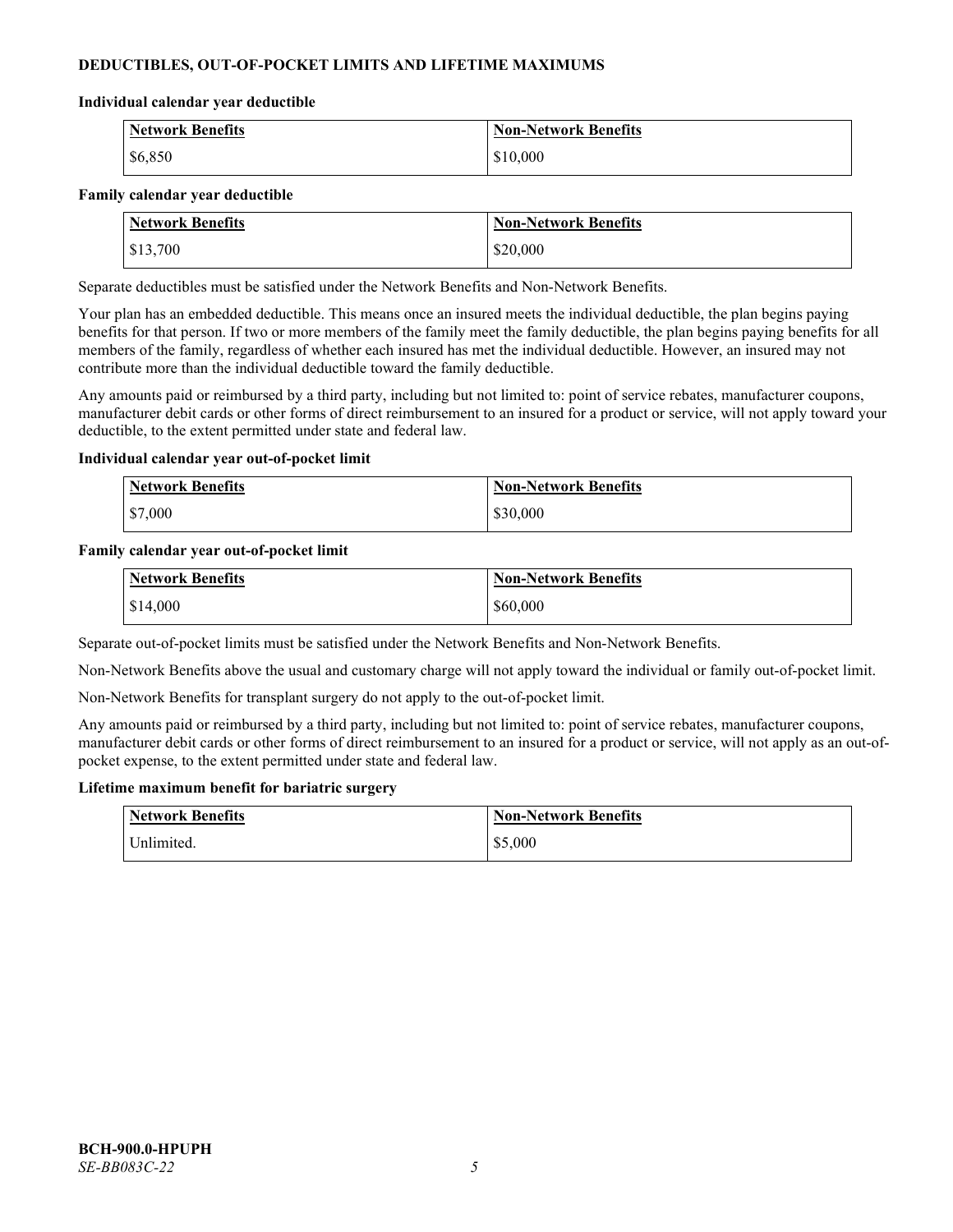## DEDUCTIBLES, OUT-OF-POCKET LIMITS AND LIFETIME MAXIMUMS

**Individual calendar year deductible**

| Network Benefits | Non-Network Benefits |
|---|---|
| $6,850 | $10,000 |

**Family calendar year deductible**

| Network Benefits | Non-Network Benefits |
|---|---|
| $13,700 | $20,000 |

Separate deductibles must be satisfied under the Network Benefits and Non-Network Benefits.

Your plan has an embedded deductible. This means once an insured meets the individual deductible, the plan begins paying benefits for that person. If two or more members of the family meet the family deductible, the plan begins paying benefits for all members of the family, regardless of whether each insured has met the individual deductible. However, an insured may not contribute more than the individual deductible toward the family deductible.

Any amounts paid or reimbursed by a third party, including but not limited to: point of service rebates, manufacturer coupons, manufacturer debit cards or other forms of direct reimbursement to an insured for a product or service, will not apply toward your deductible, to the extent permitted under state and federal law.

**Individual calendar year out-of-pocket limit**

| Network Benefits | Non-Network Benefits |
|---|---|
| $7,000 | $30,000 |

**Family calendar year out-of-pocket limit**

| Network Benefits | Non-Network Benefits |
|---|---|
| $14,000 | $60,000 |

Separate out-of-pocket limits must be satisfied under the Network Benefits and Non-Network Benefits.

Non-Network Benefits above the usual and customary charge will not apply toward the individual or family out-of-pocket limit.

Non-Network Benefits for transplant surgery do not apply to the out-of-pocket limit.

Any amounts paid or reimbursed by a third party, including but not limited to: point of service rebates, manufacturer coupons, manufacturer debit cards or other forms of direct reimbursement to an insured for a product or service, will not apply as an out-of-pocket expense, to the extent permitted under state and federal law.

**Lifetime maximum benefit for bariatric surgery**

| Network Benefits | Non-Network Benefits |
|---|---|
| Unlimited. | $5,000 |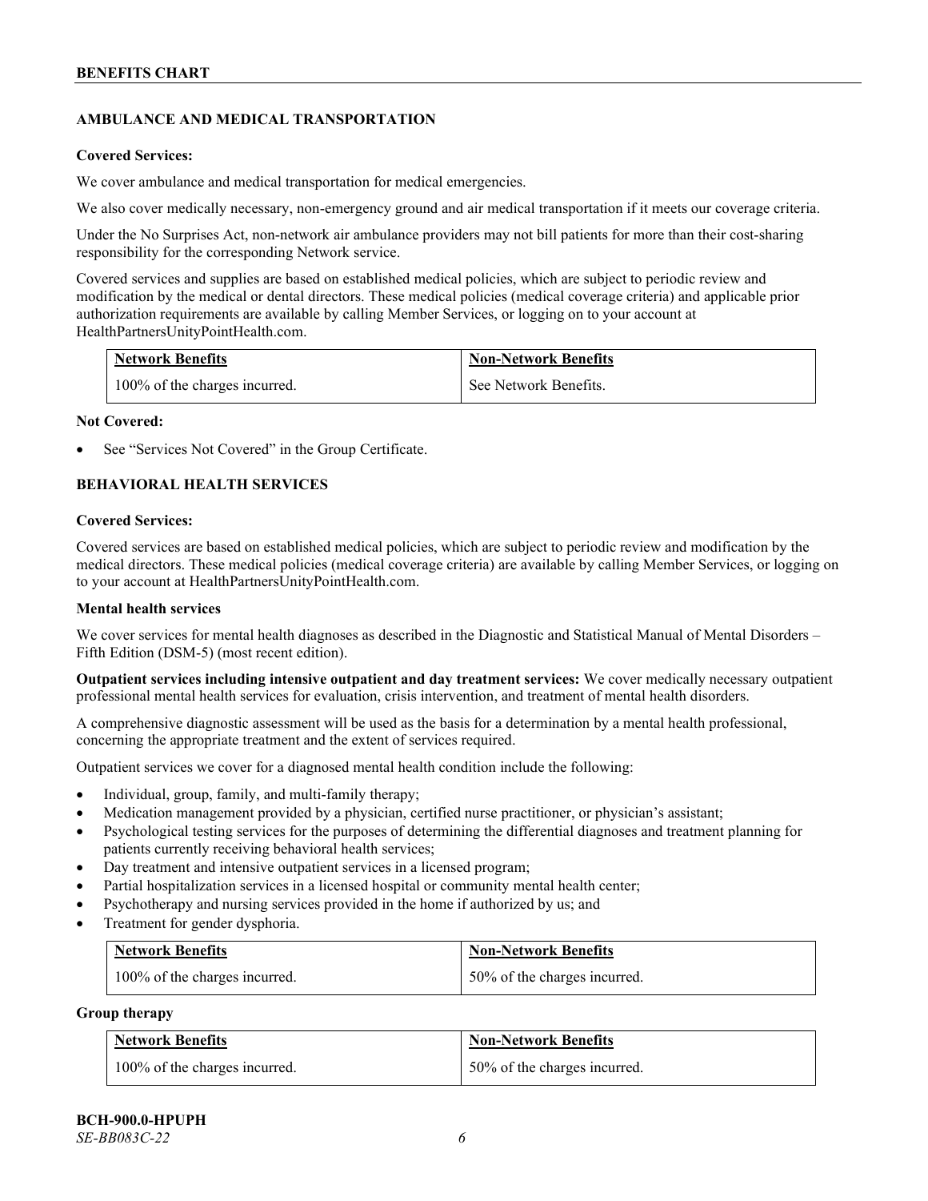## AMBULANCE AND MEDICAL TRANSPORTATION

**Covered Services:**

We cover ambulance and medical transportation for medical emergencies.

We also cover medically necessary, non-emergency ground and air medical transportation if it meets our coverage criteria.

Under the No Surprises Act, non-network air ambulance providers may not bill patients for more than their cost-sharing responsibility for the corresponding Network service.

Covered services and supplies are based on established medical policies, which are subject to periodic review and modification by the medical or dental directors. These medical policies (medical coverage criteria) and applicable prior authorization requirements are available by calling Member Services, or logging on to your account at HealthPartnersUnityPointHealth.com.

| Network Benefits | Non-Network Benefits |
|---|---|
| 100% of the charges incurred. | See Network Benefits. |

**Not Covered:**

- See "Services Not Covered" in the Group Certificate.

## BEHAVIORAL HEALTH SERVICES

**Covered Services:**

Covered services are based on established medical policies, which are subject to periodic review and modification by the medical directors. These medical policies (medical coverage criteria) are available by calling Member Services, or logging on to your account at HealthPartnersUnityPointHealth.com.

**Mental health services**

We cover services for mental health diagnoses as described in the Diagnostic and Statistical Manual of Mental Disorders – Fifth Edition (DSM-5) (most recent edition).

**Outpatient services including intensive outpatient and day treatment services:** We cover medically necessary outpatient professional mental health services for evaluation, crisis intervention, and treatment of mental health disorders.

A comprehensive diagnostic assessment will be used as the basis for a determination by a mental health professional, concerning the appropriate treatment and the extent of services required.

Outpatient services we cover for a diagnosed mental health condition include the following:

- Individual, group, family, and multi-family therapy;
- Medication management provided by a physician, certified nurse practitioner, or physician's assistant;
- Psychological testing services for the purposes of determining the differential diagnoses and treatment planning for patients currently receiving behavioral health services;
- Day treatment and intensive outpatient services in a licensed program;
- Partial hospitalization services in a licensed hospital or community mental health center;
- Psychotherapy and nursing services provided in the home if authorized by us; and
- Treatment for gender dysphoria.

| Network Benefits | Non-Network Benefits |
|---|---|
| 100% of the charges incurred. | 50% of the charges incurred. |

**Group therapy**

| Network Benefits | Non-Network Benefits |
|---|---|
| 100% of the charges incurred. | 50% of the charges incurred. |

**BCH-900.0-HPUPH**
*SE-BB083C-22*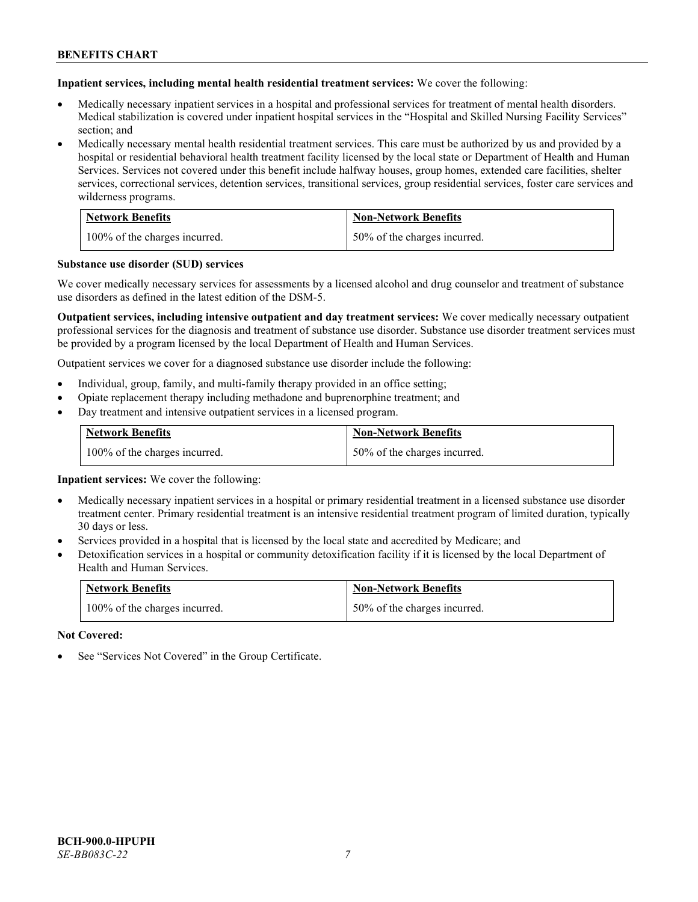**Inpatient services, including mental health residential treatment services:** We cover the following:

- Medically necessary inpatient services in a hospital and professional services for treatment of mental health disorders. Medical stabilization is covered under inpatient hospital services in the "Hospital and Skilled Nursing Facility Services" section; and
- Medically necessary mental health residential treatment services. This care must be authorized by us and provided by a hospital or residential behavioral health treatment facility licensed by the local state or Department of Health and Human Services. Services not covered under this benefit include halfway houses, group homes, extended care facilities, shelter services, correctional services, detention services, transitional services, group residential services, foster care services and wilderness programs.

| Network Benefits | Non-Network Benefits |
| --- | --- |
| 100% of the charges incurred. | 50% of the charges incurred. |

**Substance use disorder (SUD) services**

We cover medically necessary services for assessments by a licensed alcohol and drug counselor and treatment of substance use disorders as defined in the latest edition of the DSM-5.

**Outpatient services, including intensive outpatient and day treatment services:** We cover medically necessary outpatient professional services for the diagnosis and treatment of substance use disorder. Substance use disorder treatment services must be provided by a program licensed by the local Department of Health and Human Services.

Outpatient services we cover for a diagnosed substance use disorder include the following:

- Individual, group, family, and multi-family therapy provided in an office setting;
- Opiate replacement therapy including methadone and buprenorphine treatment; and
- Day treatment and intensive outpatient services in a licensed program.

| Network Benefits | Non-Network Benefits |
| --- | --- |
| 100% of the charges incurred. | 50% of the charges incurred. |

**Inpatient services:** We cover the following:

- Medically necessary inpatient services in a hospital or primary residential treatment in a licensed substance use disorder treatment center. Primary residential treatment is an intensive residential treatment program of limited duration, typically 30 days or less.
- Services provided in a hospital that is licensed by the local state and accredited by Medicare; and
- Detoxification services in a hospital or community detoxification facility if it is licensed by the local Department of Health and Human Services.

| Network Benefits | Non-Network Benefits |
| --- | --- |
| 100% of the charges incurred. | 50% of the charges incurred. |

**Not Covered:**

- See "Services Not Covered" in the Group Certificate.

**BCH-900.0-HPUPH**
*SE-BB083C-22*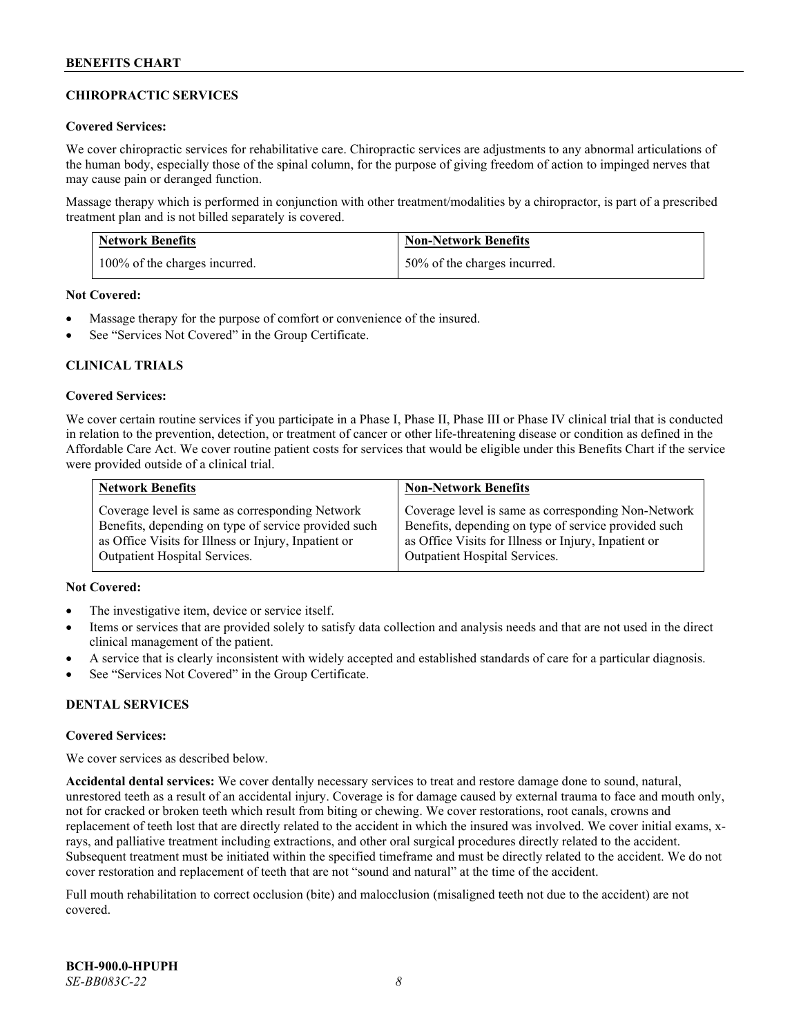## CHIROPRACTIC SERVICES

**Covered Services:**

We cover chiropractic services for rehabilitative care. Chiropractic services are adjustments to any abnormal articulations of the human body, especially those of the spinal column, for the purpose of giving freedom of action to impinged nerves that may cause pain or deranged function.

Massage therapy which is performed in conjunction with other treatment/modalities by a chiropractor, is part of a prescribed treatment plan and is not billed separately is covered.

| Network Benefits | Non-Network Benefits |
|---|---|
| 100% of the charges incurred. | 50% of the charges incurred. |

**Not Covered:**

- Massage therapy for the purpose of comfort or convenience of the insured.
- See "Services Not Covered" in the Group Certificate.

## CLINICAL TRIALS

**Covered Services:**

We cover certain routine services if you participate in a Phase I, Phase II, Phase III or Phase IV clinical trial that is conducted in relation to the prevention, detection, or treatment of cancer or other life-threatening disease or condition as defined in the Affordable Care Act. We cover routine patient costs for services that would be eligible under this Benefits Chart if the service were provided outside of a clinical trial.

| Network Benefits | Non-Network Benefits |
|---|---|
| Coverage level is same as corresponding Network Benefits, depending on type of service provided such as Office Visits for Illness or Injury, Inpatient or Outpatient Hospital Services. | Coverage level is same as corresponding Non-Network Benefits, depending on type of service provided such as Office Visits for Illness or Injury, Inpatient or Outpatient Hospital Services. |

**Not Covered:**

- The investigative item, device or service itself.
- Items or services that are provided solely to satisfy data collection and analysis needs and that are not used in the direct clinical management of the patient.
- A service that is clearly inconsistent with widely accepted and established standards of care for a particular diagnosis.
- See "Services Not Covered" in the Group Certificate.

## DENTAL SERVICES

**Covered Services:**

We cover services as described below.

**Accidental dental services:** We cover dentally necessary services to treat and restore damage done to sound, natural, unrestored teeth as a result of an accidental injury. Coverage is for damage caused by external trauma to face and mouth only, not for cracked or broken teeth which result from biting or chewing. We cover restorations, root canals, crowns and replacement of teeth lost that are directly related to the accident in which the insured was involved. We cover initial exams, x-rays, and palliative treatment including extractions, and other oral surgical procedures directly related to the accident. Subsequent treatment must be initiated within the specified timeframe and must be directly related to the accident. We do not cover restoration and replacement of teeth that are not "sound and natural" at the time of the accident.

Full mouth rehabilitation to correct occlusion (bite) and malocclusion (misaligned teeth not due to the accident) are not covered.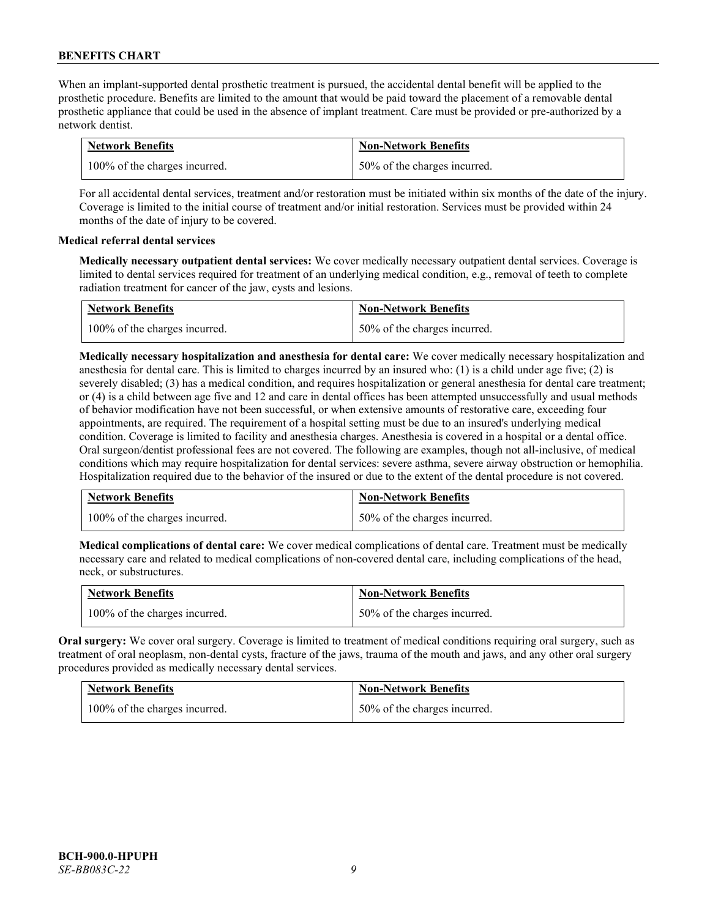When an implant-supported dental prosthetic treatment is pursued, the accidental dental benefit will be applied to the prosthetic procedure. Benefits are limited to the amount that would be paid toward the placement of a removable dental prosthetic appliance that could be used in the absence of implant treatment. Care must be provided or pre-authorized by a network dentist.

| Network Benefits | Non-Network Benefits |
| --- | --- |
| 100% of the charges incurred. | 50% of the charges incurred. |

For all accidental dental services, treatment and/or restoration must be initiated within six months of the date of the injury. Coverage is limited to the initial course of treatment and/or initial restoration. Services must be provided within 24 months of the date of injury to be covered.

**Medical referral dental services**

**Medically necessary outpatient dental services:** We cover medically necessary outpatient dental services. Coverage is limited to dental services required for treatment of an underlying medical condition, e.g., removal of teeth to complete radiation treatment for cancer of the jaw, cysts and lesions.

| Network Benefits | Non-Network Benefits |
| --- | --- |
| 100% of the charges incurred. | 50% of the charges incurred. |

**Medically necessary hospitalization and anesthesia for dental care:** We cover medically necessary hospitalization and anesthesia for dental care. This is limited to charges incurred by an insured who: (1) is a child under age five; (2) is severely disabled; (3) has a medical condition, and requires hospitalization or general anesthesia for dental care treatment; or (4) is a child between age five and 12 and care in dental offices has been attempted unsuccessfully and usual methods of behavior modification have not been successful, or when extensive amounts of restorative care, exceeding four appointments, are required. The requirement of a hospital setting must be due to an insured's underlying medical condition. Coverage is limited to facility and anesthesia charges. Anesthesia is covered in a hospital or a dental office. Oral surgeon/dentist professional fees are not covered. The following are examples, though not all-inclusive, of medical conditions which may require hospitalization for dental services: severe asthma, severe airway obstruction or hemophilia. Hospitalization required due to the behavior of the insured or due to the extent of the dental procedure is not covered.

| Network Benefits | Non-Network Benefits |
| --- | --- |
| 100% of the charges incurred. | 50% of the charges incurred. |

**Medical complications of dental care:** We cover medical complications of dental care. Treatment must be medically necessary care and related to medical complications of non-covered dental care, including complications of the head, neck, or substructures.

| Network Benefits | Non-Network Benefits |
| --- | --- |
| 100% of the charges incurred. | 50% of the charges incurred. |

**Oral surgery:** We cover oral surgery. Coverage is limited to treatment of medical conditions requiring oral surgery, such as treatment of oral neoplasm, non-dental cysts, fracture of the jaws, trauma of the mouth and jaws, and any other oral surgery procedures provided as medically necessary dental services.

| Network Benefits | Non-Network Benefits |
| --- | --- |
| 100% of the charges incurred. | 50% of the charges incurred. |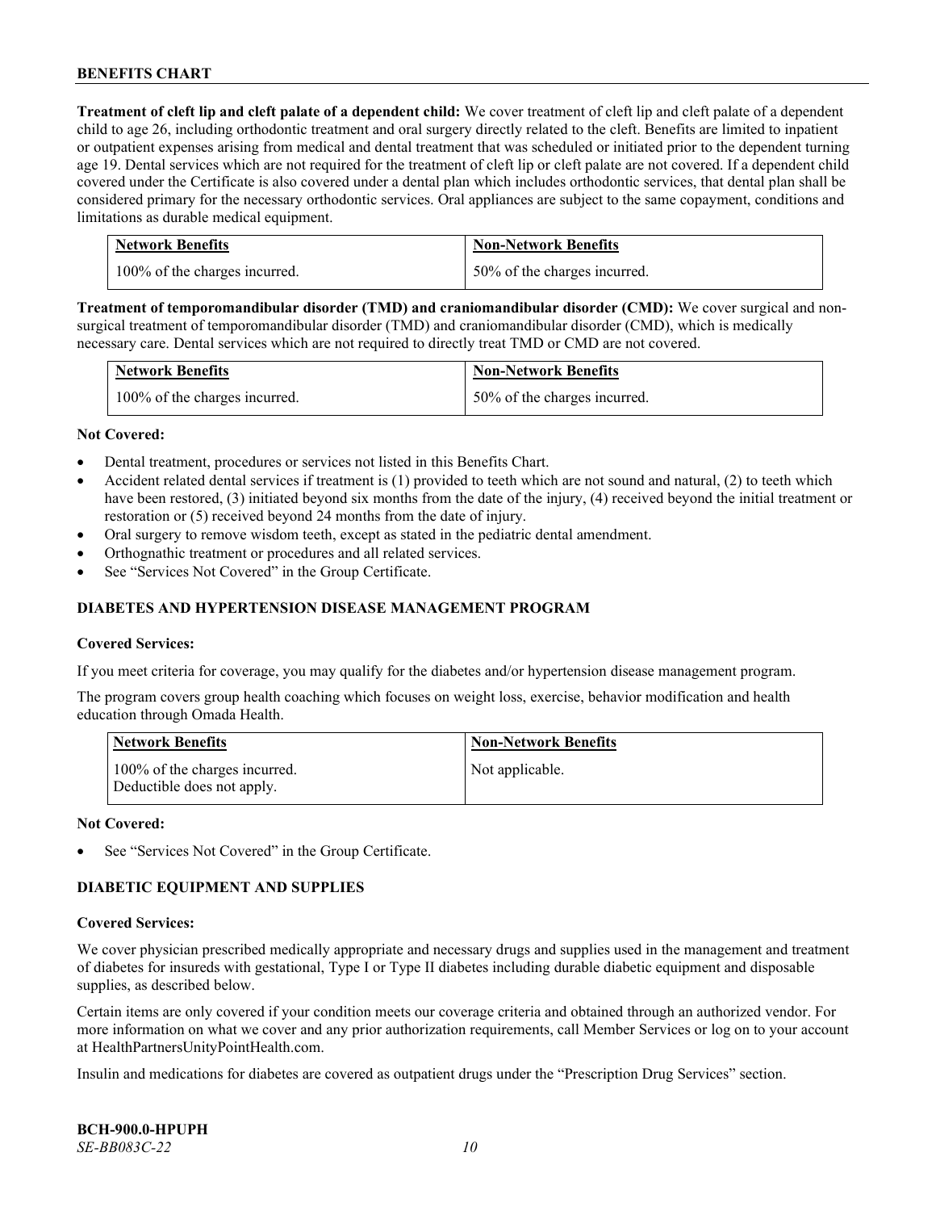**Treatment of cleft lip and cleft palate of a dependent child:** We cover treatment of cleft lip and cleft palate of a dependent child to age 26, including orthodontic treatment and oral surgery directly related to the cleft. Benefits are limited to inpatient or outpatient expenses arising from medical and dental treatment that was scheduled or initiated prior to the dependent turning age 19. Dental services which are not required for the treatment of cleft lip or cleft palate are not covered. If a dependent child covered under the Certificate is also covered under a dental plan which includes orthodontic services, that dental plan shall be considered primary for the necessary orthodontic services. Oral appliances are subject to the same copayment, conditions and limitations as durable medical equipment.

| Network Benefits | Non-Network Benefits |
|---|---|
| 100% of the charges incurred. | 50% of the charges incurred. |

**Treatment of temporomandibular disorder (TMD) and craniomandibular disorder (CMD):** We cover surgical and non-surgical treatment of temporomandibular disorder (TMD) and craniomandibular disorder (CMD), which is medically necessary care. Dental services which are not required to directly treat TMD or CMD are not covered.

| Network Benefits | Non-Network Benefits |
|---|---|
| 100% of the charges incurred. | 50% of the charges incurred. |

**Not Covered:**

- Dental treatment, procedures or services not listed in this Benefits Chart.
- Accident related dental services if treatment is (1) provided to teeth which are not sound and natural, (2) to teeth which have been restored, (3) initiated beyond six months from the date of the injury, (4) received beyond the initial treatment or restoration or (5) received beyond 24 months from the date of injury.
- Oral surgery to remove wisdom teeth, except as stated in the pediatric dental amendment.
- Orthognathic treatment or procedures and all related services.
- See "Services Not Covered" in the Group Certificate.

## DIABETES AND HYPERTENSION DISEASE MANAGEMENT PROGRAM

**Covered Services:**

If you meet criteria for coverage, you may qualify for the diabetes and/or hypertension disease management program.

The program covers group health coaching which focuses on weight loss, exercise, behavior modification and health education through Omada Health.

| Network Benefits | Non-Network Benefits |
|---|---|
| 100% of the charges incurred.<br>Deductible does not apply. | Not applicable. |

**Not Covered:**

- See "Services Not Covered" in the Group Certificate.

## DIABETIC EQUIPMENT AND SUPPLIES

**Covered Services:**

We cover physician prescribed medically appropriate and necessary drugs and supplies used in the management and treatment of diabetes for insureds with gestational, Type I or Type II diabetes including durable diabetic equipment and disposable supplies, as described below.

Certain items are only covered if your condition meets our coverage criteria and obtained through an authorized vendor. For more information on what we cover and any prior authorization requirements, call Member Services or log on to your account at HealthPartnersUnityPointHealth.com.

Insulin and medications for diabetes are covered as outpatient drugs under the "Prescription Drug Services" section.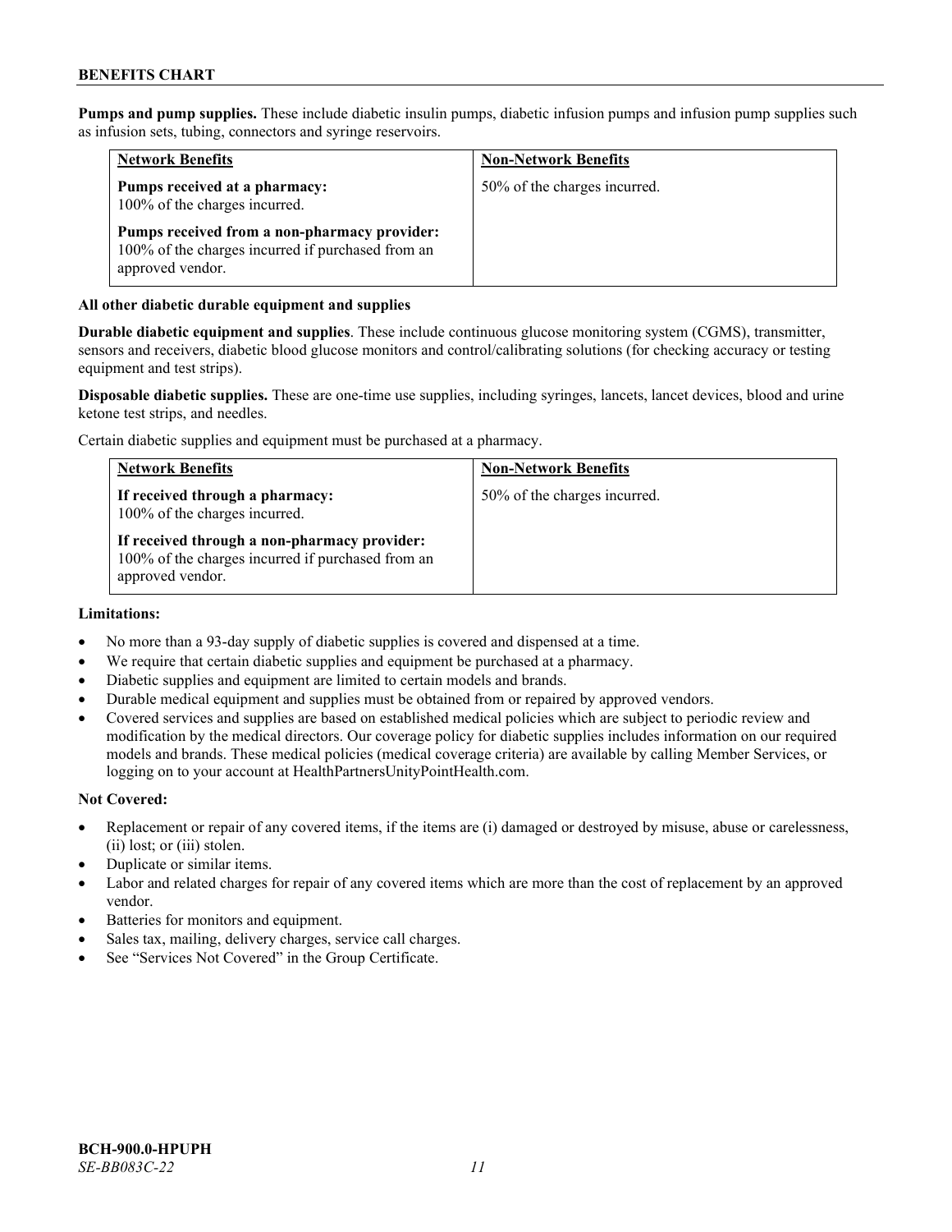**Pumps and pump supplies.** These include diabetic insulin pumps, diabetic infusion pumps and infusion pump supplies such as infusion sets, tubing, connectors and syringe reservoirs.

| Network Benefits | Non-Network Benefits |
|---|---|
| **Pumps received at a pharmacy:** 100% of the charges incurred.<br><br>**Pumps received from a non-pharmacy provider:** 100% of the charges incurred if purchased from an approved vendor. | 50% of the charges incurred. |

**All other diabetic durable equipment and supplies**

**Durable diabetic equipment and supplies**. These include continuous glucose monitoring system (CGMS), transmitter, sensors and receivers, diabetic blood glucose monitors and control/calibrating solutions (for checking accuracy or testing equipment and test strips).

**Disposable diabetic supplies.** These are one-time use supplies, including syringes, lancets, lancet devices, blood and urine ketone test strips, and needles.

Certain diabetic supplies and equipment must be purchased at a pharmacy.

| Network Benefits | Non-Network Benefits |
|---|---|
| **If received through a pharmacy:** 100% of the charges incurred.<br><br>**If received through a non-pharmacy provider:** 100% of the charges incurred if purchased from an approved vendor. | 50% of the charges incurred. |

**Limitations:**

- No more than a 93-day supply of diabetic supplies is covered and dispensed at a time.
- We require that certain diabetic supplies and equipment be purchased at a pharmacy.
- Diabetic supplies and equipment are limited to certain models and brands.
- Durable medical equipment and supplies must be obtained from or repaired by approved vendors.
- Covered services and supplies are based on established medical policies which are subject to periodic review and modification by the medical directors. Our coverage policy for diabetic supplies includes information on our required models and brands. These medical policies (medical coverage criteria) are available by calling Member Services, or logging on to your account at HealthPartnersUnityPointHealth.com.

**Not Covered:**

- Replacement or repair of any covered items, if the items are (i) damaged or destroyed by misuse, abuse or carelessness, (ii) lost; or (iii) stolen.
- Duplicate or similar items.
- Labor and related charges for repair of any covered items which are more than the cost of replacement by an approved vendor.
- Batteries for monitors and equipment.
- Sales tax, mailing, delivery charges, service call charges.
- See "Services Not Covered" in the Group Certificate.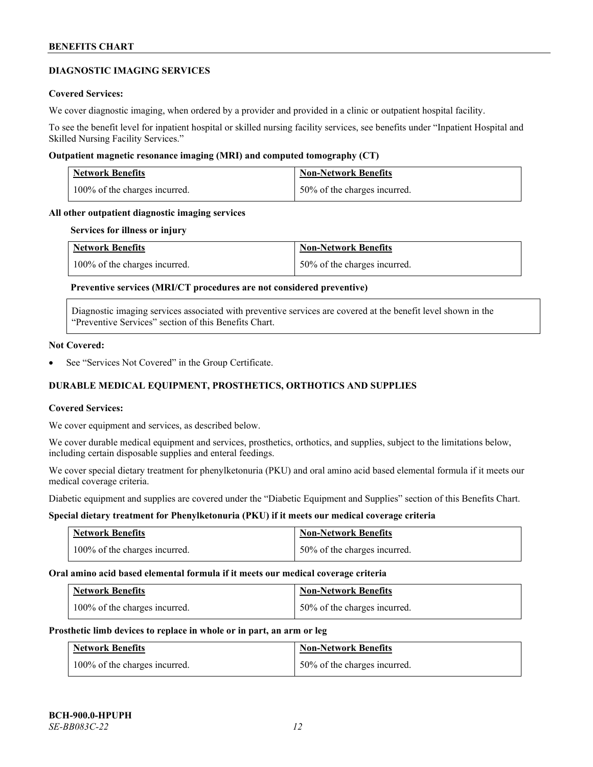## DIAGNOSTIC IMAGING SERVICES

**Covered Services:**

We cover diagnostic imaging, when ordered by a provider and provided in a clinic or outpatient hospital facility.

To see the benefit level for inpatient hospital or skilled nursing facility services, see benefits under "Inpatient Hospital and Skilled Nursing Facility Services."

**Outpatient magnetic resonance imaging (MRI) and computed tomography (CT)**

| Network Benefits | Non-Network Benefits |
|---|---|
| 100% of the charges incurred. | 50% of the charges incurred. |

**All other outpatient diagnostic imaging services**

**Services for illness or injury**

| Network Benefits | Non-Network Benefits |
|---|---|
| 100% of the charges incurred. | 50% of the charges incurred. |

**Preventive services (MRI/CT procedures are not considered preventive)**

| Diagnostic imaging services associated with preventive services are covered at the benefit level shown in the "Preventive Services" section of this Benefits Chart. |
|---|

**Not Covered:**

- See "Services Not Covered" in the Group Certificate.

## DURABLE MEDICAL EQUIPMENT, PROSTHETICS, ORTHOTICS AND SUPPLIES

**Covered Services:**

We cover equipment and services, as described below.

We cover durable medical equipment and services, prosthetics, orthotics, and supplies, subject to the limitations below, including certain disposable supplies and enteral feedings.

We cover special dietary treatment for phenylketonuria (PKU) and oral amino acid based elemental formula if it meets our medical coverage criteria.

Diabetic equipment and supplies are covered under the "Diabetic Equipment and Supplies" section of this Benefits Chart.

**Special dietary treatment for Phenylketonuria (PKU) if it meets our medical coverage criteria**

| Network Benefits | Non-Network Benefits |
|---|---|
| 100% of the charges incurred. | 50% of the charges incurred. |

**Oral amino acid based elemental formula if it meets our medical coverage criteria**

| Network Benefits | Non-Network Benefits |
|---|---|
| 100% of the charges incurred. | 50% of the charges incurred. |

**Prosthetic limb devices to replace in whole or in part, an arm or leg**

| Network Benefits | Non-Network Benefits |
|---|---|
| 100% of the charges incurred. | 50% of the charges incurred. |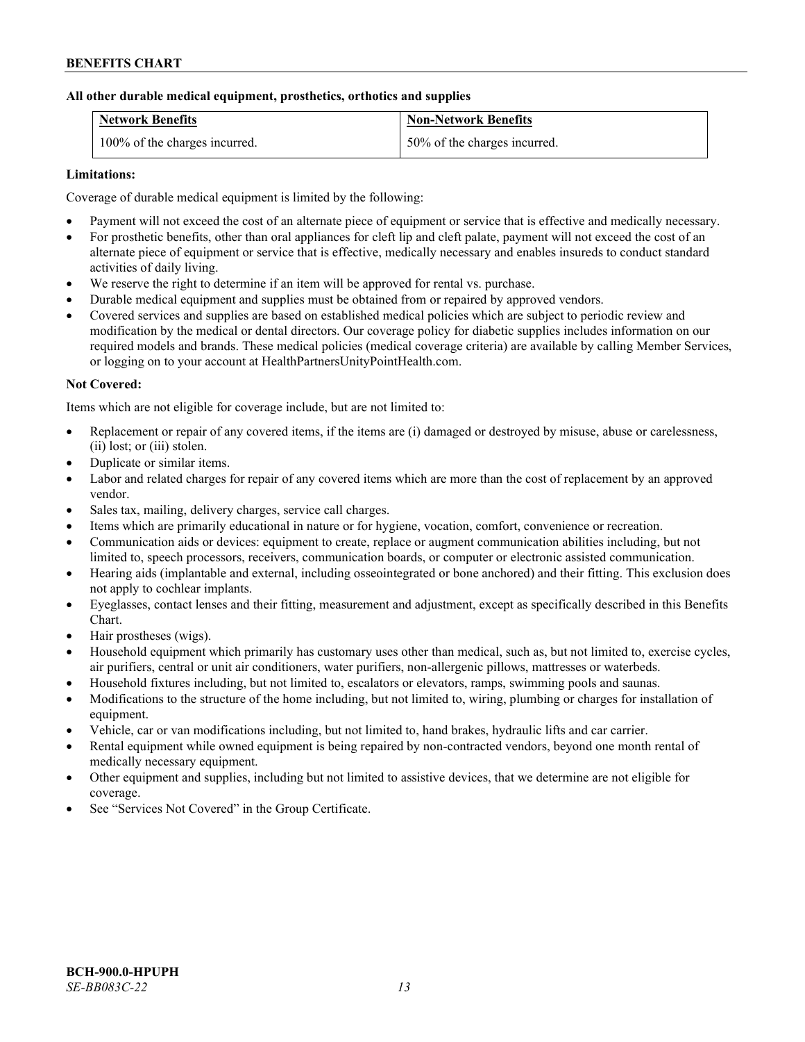**All other durable medical equipment, prosthetics, orthotics and supplies**

| Network Benefits | Non-Network Benefits |
| --- | --- |
| 100% of the charges incurred. | 50% of the charges incurred. |

**Limitations:**

Coverage of durable medical equipment is limited by the following:

- Payment will not exceed the cost of an alternate piece of equipment or service that is effective and medically necessary.
- For prosthetic benefits, other than oral appliances for cleft lip and cleft palate, payment will not exceed the cost of an alternate piece of equipment or service that is effective, medically necessary and enables insureds to conduct standard activities of daily living.
- We reserve the right to determine if an item will be approved for rental vs. purchase.
- Durable medical equipment and supplies must be obtained from or repaired by approved vendors.
- Covered services and supplies are based on established medical policies which are subject to periodic review and modification by the medical or dental directors. Our coverage policy for diabetic supplies includes information on our required models and brands. These medical policies (medical coverage criteria) are available by calling Member Services, or logging on to your account at HealthPartnersUnityPointHealth.com.

**Not Covered:**

Items which are not eligible for coverage include, but are not limited to:

- Replacement or repair of any covered items, if the items are (i) damaged or destroyed by misuse, abuse or carelessness, (ii) lost; or (iii) stolen.
- Duplicate or similar items.
- Labor and related charges for repair of any covered items which are more than the cost of replacement by an approved vendor.
- Sales tax, mailing, delivery charges, service call charges.
- Items which are primarily educational in nature or for hygiene, vocation, comfort, convenience or recreation.
- Communication aids or devices: equipment to create, replace or augment communication abilities including, but not limited to, speech processors, receivers, communication boards, or computer or electronic assisted communication.
- Hearing aids (implantable and external, including osseointegrated or bone anchored) and their fitting. This exclusion does not apply to cochlear implants.
- Eyeglasses, contact lenses and their fitting, measurement and adjustment, except as specifically described in this Benefits Chart.
- Hair prostheses (wigs).
- Household equipment which primarily has customary uses other than medical, such as, but not limited to, exercise cycles, air purifiers, central or unit air conditioners, water purifiers, non-allergenic pillows, mattresses or waterbeds.
- Household fixtures including, but not limited to, escalators or elevators, ramps, swimming pools and saunas.
- Modifications to the structure of the home including, but not limited to, wiring, plumbing or charges for installation of equipment.
- Vehicle, car or van modifications including, but not limited to, hand brakes, hydraulic lifts and car carrier.
- Rental equipment while owned equipment is being repaired by non-contracted vendors, beyond one month rental of medically necessary equipment.
- Other equipment and supplies, including but not limited to assistive devices, that we determine are not eligible for coverage.
- See "Services Not Covered" in the Group Certificate.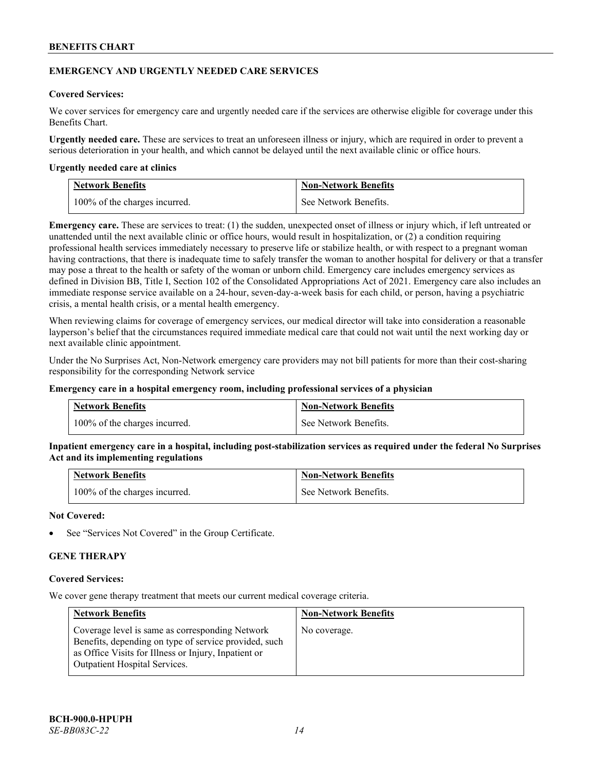## EMERGENCY AND URGENTLY NEEDED CARE SERVICES

**Covered Services:**

We cover services for emergency care and urgently needed care if the services are otherwise eligible for coverage under this Benefits Chart.

**Urgently needed care.** These are services to treat an unforeseen illness or injury, which are required in order to prevent a serious deterioration in your health, and which cannot be delayed until the next available clinic or office hours.

**Urgently needed care at clinics**

| Network Benefits | Non-Network Benefits |
|---|---|
| 100% of the charges incurred. | See Network Benefits. |

**Emergency care.** These are services to treat: (1) the sudden, unexpected onset of illness or injury which, if left untreated or unattended until the next available clinic or office hours, would result in hospitalization, or (2) a condition requiring professional health services immediately necessary to preserve life or stabilize health, or with respect to a pregnant woman having contractions, that there is inadequate time to safely transfer the woman to another hospital for delivery or that a transfer may pose a threat to the health or safety of the woman or unborn child. Emergency care includes emergency services as defined in Division BB, Title I, Section 102 of the Consolidated Appropriations Act of 2021. Emergency care also includes an immediate response service available on a 24-hour, seven-day-a-week basis for each child, or person, having a psychiatric crisis, a mental health crisis, or a mental health emergency.

When reviewing claims for coverage of emergency services, our medical director will take into consideration a reasonable layperson's belief that the circumstances required immediate medical care that could not wait until the next working day or next available clinic appointment.

Under the No Surprises Act, Non-Network emergency care providers may not bill patients for more than their cost-sharing responsibility for the corresponding Network service

**Emergency care in a hospital emergency room, including professional services of a physician**

| Network Benefits | Non-Network Benefits |
|---|---|
| 100% of the charges incurred. | See Network Benefits. |

**Inpatient emergency care in a hospital, including post-stabilization services as required under the federal No Surprises Act and its implementing regulations**

| Network Benefits | Non-Network Benefits |
|---|---|
| 100% of the charges incurred. | See Network Benefits. |

**Not Covered:**

- See "Services Not Covered" in the Group Certificate.

## GENE THERAPY

**Covered Services:**

We cover gene therapy treatment that meets our current medical coverage criteria.

| Network Benefits | Non-Network Benefits |
|---|---|
| Coverage level is same as corresponding Network Benefits, depending on type of service provided, such as Office Visits for Illness or Injury, Inpatient or Outpatient Hospital Services. | No coverage. |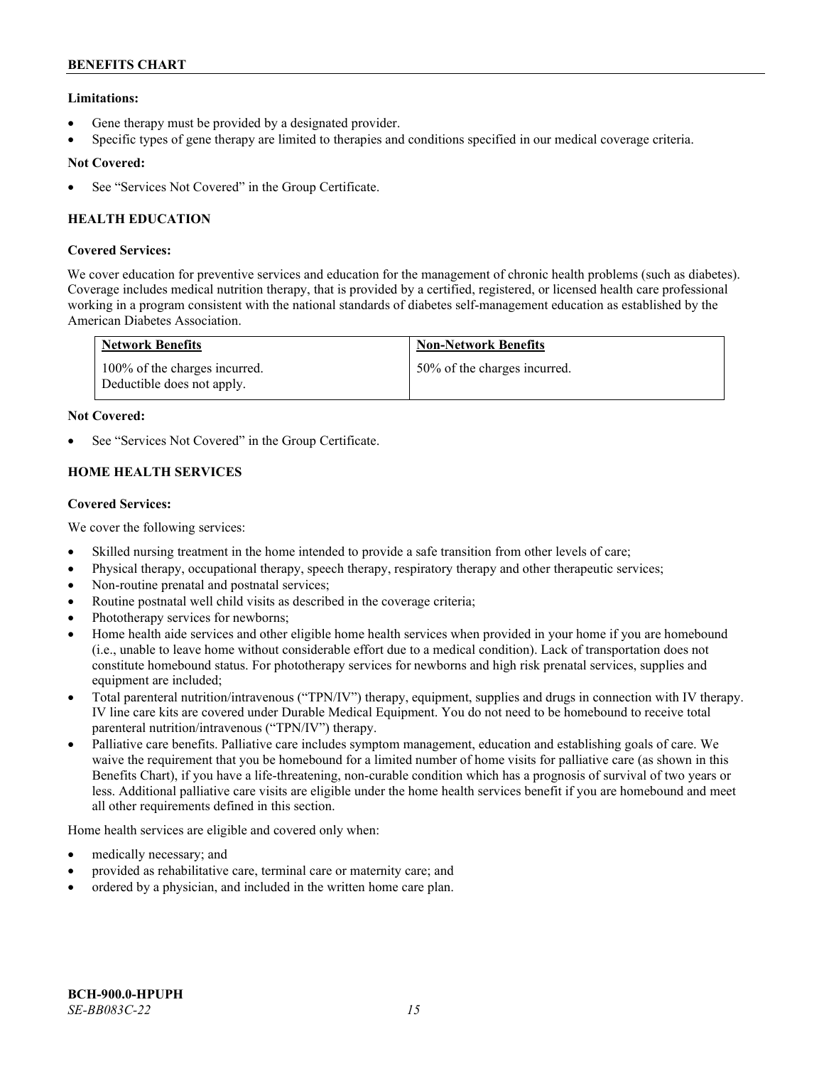**Limitations:**

- Gene therapy must be provided by a designated provider.
- Specific types of gene therapy are limited to therapies and conditions specified in our medical coverage criteria.

**Not Covered:**

- See "Services Not Covered" in the Group Certificate.

## HEALTH EDUCATION

**Covered Services:**

We cover education for preventive services and education for the management of chronic health problems (such as diabetes). Coverage includes medical nutrition therapy, that is provided by a certified, registered, or licensed health care professional working in a program consistent with the national standards of diabetes self-management education as established by the American Diabetes Association.

| Network Benefits | Non-Network Benefits |
| --- | --- |
| 100% of the charges incurred. Deductible does not apply. | 50% of the charges incurred. |

**Not Covered:**

- See "Services Not Covered" in the Group Certificate.

## HOME HEALTH SERVICES

**Covered Services:**

We cover the following services:

- Skilled nursing treatment in the home intended to provide a safe transition from other levels of care;
- Physical therapy, occupational therapy, speech therapy, respiratory therapy and other therapeutic services;
- Non-routine prenatal and postnatal services;
- Routine postnatal well child visits as described in the coverage criteria;
- Phototherapy services for newborns;
- Home health aide services and other eligible home health services when provided in your home if you are homebound (i.e., unable to leave home without considerable effort due to a medical condition). Lack of transportation does not constitute homebound status. For phototherapy services for newborns and high risk prenatal services, supplies and equipment are included;
- Total parenteral nutrition/intravenous ("TPN/IV") therapy, equipment, supplies and drugs in connection with IV therapy. IV line care kits are covered under Durable Medical Equipment. You do not need to be homebound to receive total parenteral nutrition/intravenous ("TPN/IV") therapy.
- Palliative care benefits. Palliative care includes symptom management, education and establishing goals of care. We waive the requirement that you be homebound for a limited number of home visits for palliative care (as shown in this Benefits Chart), if you have a life-threatening, non-curable condition which has a prognosis of survival of two years or less. Additional palliative care visits are eligible under the home health services benefit if you are homebound and meet all other requirements defined in this section.

Home health services are eligible and covered only when:

- medically necessary; and
- provided as rehabilitative care, terminal care or maternity care; and
- ordered by a physician, and included in the written home care plan.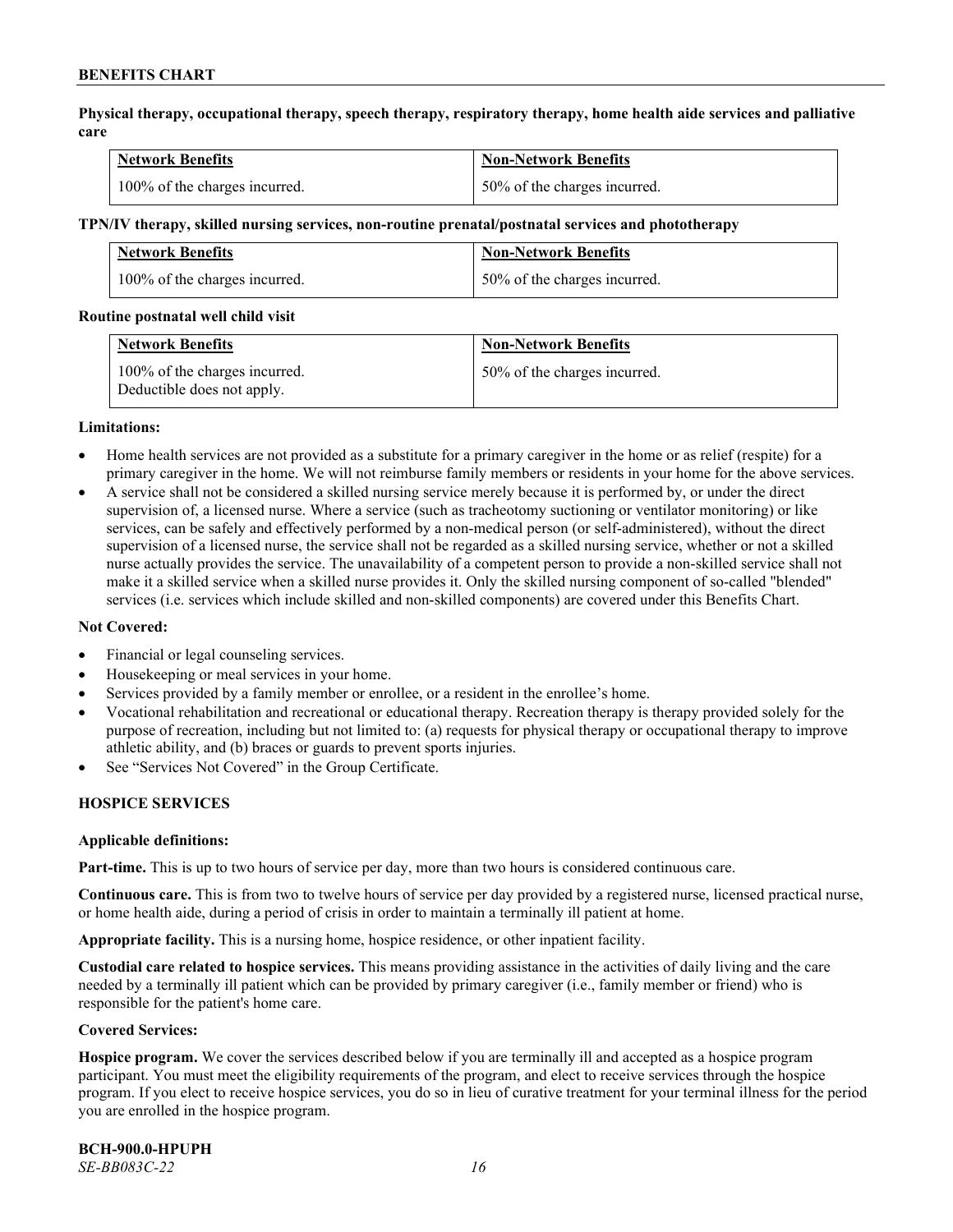**Physical therapy, occupational therapy, speech therapy, respiratory therapy, home health aide services and palliative care**

| Network Benefits | Non-Network Benefits |
|---|---|
| 100% of the charges incurred. | 50% of the charges incurred. |

**TPN/IV therapy, skilled nursing services, non-routine prenatal/postnatal services and phototherapy**

| Network Benefits | Non-Network Benefits |
|---|---|
| 100% of the charges incurred. | 50% of the charges incurred. |

**Routine postnatal well child visit**

| Network Benefits | Non-Network Benefits |
|---|---|
| 100% of the charges incurred. Deductible does not apply. | 50% of the charges incurred. |

**Limitations:**

- Home health services are not provided as a substitute for a primary caregiver in the home or as relief (respite) for a primary caregiver in the home. We will not reimburse family members or residents in your home for the above services.
- A service shall not be considered a skilled nursing service merely because it is performed by, or under the direct supervision of, a licensed nurse. Where a service (such as tracheotomy suctioning or ventilator monitoring) or like services, can be safely and effectively performed by a non-medical person (or self-administered), without the direct supervision of a licensed nurse, the service shall not be regarded as a skilled nursing service, whether or not a skilled nurse actually provides the service. The unavailability of a competent person to provide a non-skilled service shall not make it a skilled service when a skilled nurse provides it. Only the skilled nursing component of so-called "blended" services (i.e. services which include skilled and non-skilled components) are covered under this Benefits Chart.

**Not Covered:**

- Financial or legal counseling services.
- Housekeeping or meal services in your home.
- Services provided by a family member or enrollee, or a resident in the enrollee's home.
- Vocational rehabilitation and recreational or educational therapy. Recreation therapy is therapy provided solely for the purpose of recreation, including but not limited to: (a) requests for physical therapy or occupational therapy to improve athletic ability, and (b) braces or guards to prevent sports injuries.
- See "Services Not Covered" in the Group Certificate.

## HOSPICE SERVICES

**Applicable definitions:**

**Part-time.** This is up to two hours of service per day, more than two hours is considered continuous care.

**Continuous care.** This is from two to twelve hours of service per day provided by a registered nurse, licensed practical nurse, or home health aide, during a period of crisis in order to maintain a terminally ill patient at home.

**Appropriate facility.** This is a nursing home, hospice residence, or other inpatient facility.

**Custodial care related to hospice services.** This means providing assistance in the activities of daily living and the care needed by a terminally ill patient which can be provided by primary caregiver (i.e., family member or friend) who is responsible for the patient's home care.

**Covered Services:**

**Hospice program.** We cover the services described below if you are terminally ill and accepted as a hospice program participant. You must meet the eligibility requirements of the program, and elect to receive services through the hospice program. If you elect to receive hospice services, you do so in lieu of curative treatment for your terminal illness for the period you are enrolled in the hospice program.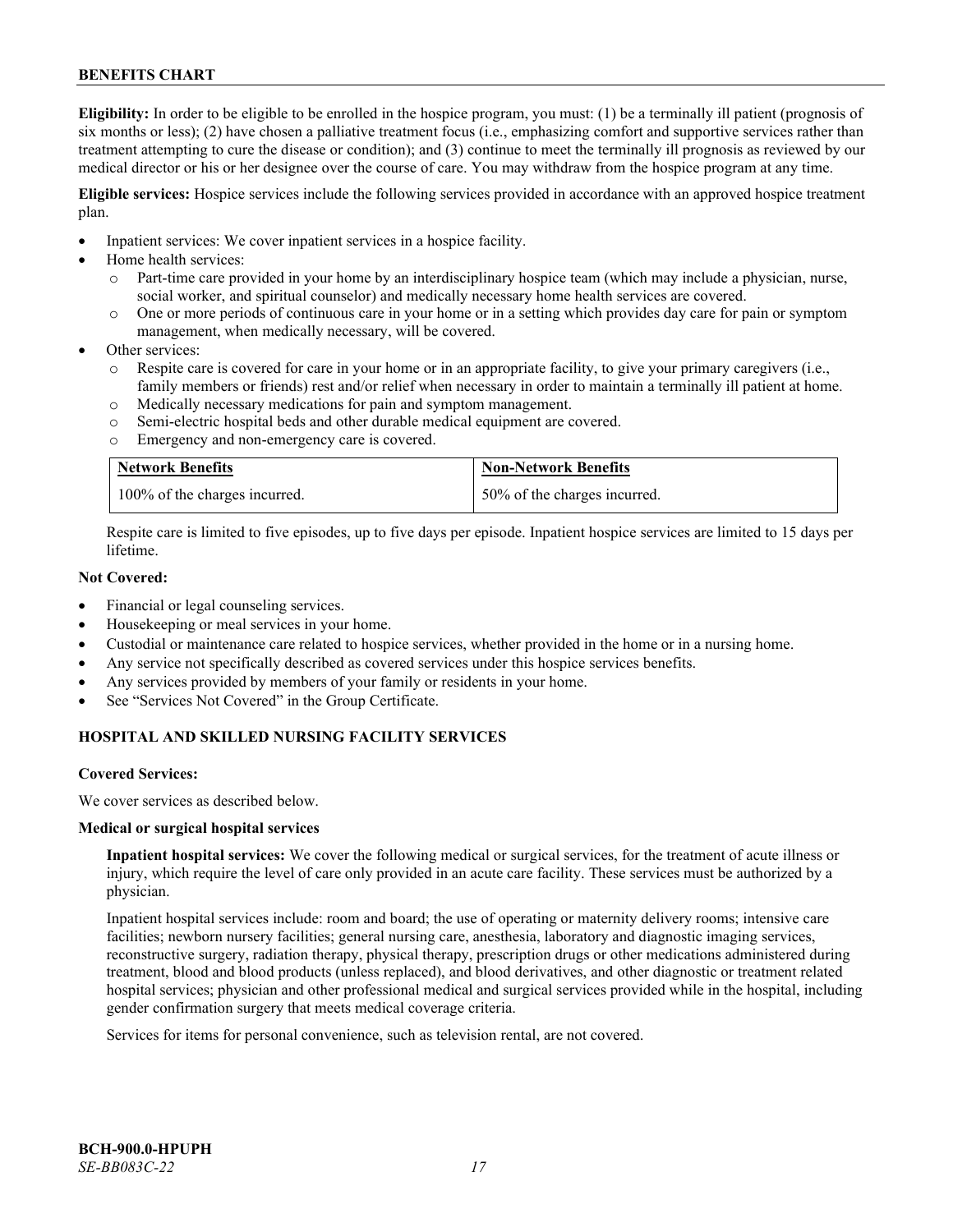**Eligibility:** In order to be eligible to be enrolled in the hospice program, you must: (1) be a terminally ill patient (prognosis of six months or less); (2) have chosen a palliative treatment focus (i.e., emphasizing comfort and supportive services rather than treatment attempting to cure the disease or condition); and (3) continue to meet the terminally ill prognosis as reviewed by our medical director or his or her designee over the course of care. You may withdraw from the hospice program at any time.

**Eligible services:** Hospice services include the following services provided in accordance with an approved hospice treatment plan.

- Inpatient services: We cover inpatient services in a hospice facility.
- Home health services:
  - Part-time care provided in your home by an interdisciplinary hospice team (which may include a physician, nurse, social worker, and spiritual counselor) and medically necessary home health services are covered.
  - One or more periods of continuous care in your home or in a setting which provides day care for pain or symptom management, when medically necessary, will be covered.
- Other services:
  - Respite care is covered for care in your home or in an appropriate facility, to give your primary caregivers (i.e., family members or friends) rest and/or relief when necessary in order to maintain a terminally ill patient at home.
  - Medically necessary medications for pain and symptom management.
  - Semi-electric hospital beds and other durable medical equipment are covered.
  - Emergency and non-emergency care is covered.

| Network Benefits | Non-Network Benefits |
|---|---|
| 100% of the charges incurred. | 50% of the charges incurred. |

Respite care is limited to five episodes, up to five days per episode. Inpatient hospice services are limited to 15 days per lifetime.

**Not Covered:**

- Financial or legal counseling services.
- Housekeeping or meal services in your home.
- Custodial or maintenance care related to hospice services, whether provided in the home or in a nursing home.
- Any service not specifically described as covered services under this hospice services benefits.
- Any services provided by members of your family or residents in your home.
- See "Services Not Covered" in the Group Certificate.

## HOSPITAL AND SKILLED NURSING FACILITY SERVICES

**Covered Services:**

We cover services as described below.

**Medical or surgical hospital services**

**Inpatient hospital services:** We cover the following medical or surgical services, for the treatment of acute illness or injury, which require the level of care only provided in an acute care facility. These services must be authorized by a physician.

Inpatient hospital services include: room and board; the use of operating or maternity delivery rooms; intensive care facilities; newborn nursery facilities; general nursing care, anesthesia, laboratory and diagnostic imaging services, reconstructive surgery, radiation therapy, physical therapy, prescription drugs or other medications administered during treatment, blood and blood products (unless replaced), and blood derivatives, and other diagnostic or treatment related hospital services; physician and other professional medical and surgical services provided while in the hospital, including gender confirmation surgery that meets medical coverage criteria.

Services for items for personal convenience, such as television rental, are not covered.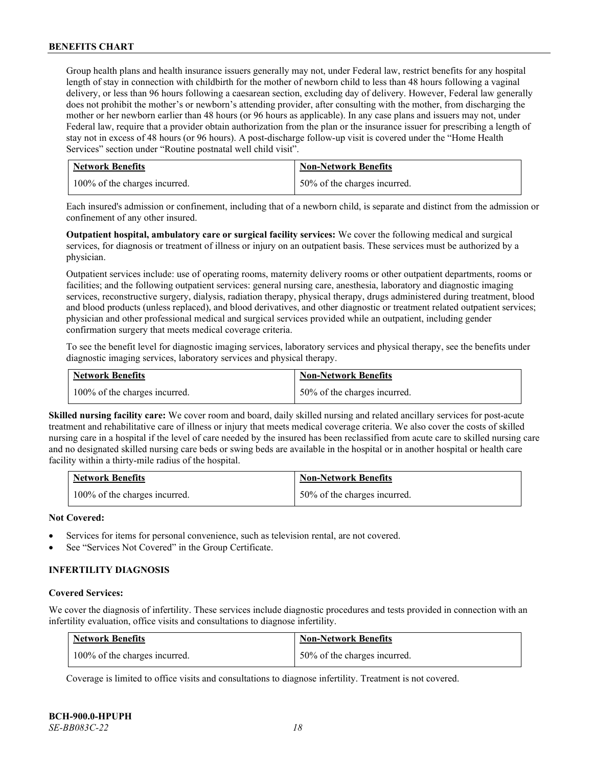Group health plans and health insurance issuers generally may not, under Federal law, restrict benefits for any hospital length of stay in connection with childbirth for the mother of newborn child to less than 48 hours following a vaginal delivery, or less than 96 hours following a caesarean section, excluding day of delivery. However, Federal law generally does not prohibit the mother's or newborn's attending provider, after consulting with the mother, from discharging the mother or her newborn earlier than 48 hours (or 96 hours as applicable). In any case plans and issuers may not, under Federal law, require that a provider obtain authorization from the plan or the insurance issuer for prescribing a length of stay not in excess of 48 hours (or 96 hours). A post-discharge follow-up visit is covered under the "Home Health Services" section under "Routine postnatal well child visit".

| Network Benefits | Non-Network Benefits |
| --- | --- |
| 100% of the charges incurred. | 50% of the charges incurred. |

Each insured's admission or confinement, including that of a newborn child, is separate and distinct from the admission or confinement of any other insured.

**Outpatient hospital, ambulatory care or surgical facility services:** We cover the following medical and surgical services, for diagnosis or treatment of illness or injury on an outpatient basis. These services must be authorized by a physician.

Outpatient services include: use of operating rooms, maternity delivery rooms or other outpatient departments, rooms or facilities; and the following outpatient services: general nursing care, anesthesia, laboratory and diagnostic imaging services, reconstructive surgery, dialysis, radiation therapy, physical therapy, drugs administered during treatment, blood and blood products (unless replaced), and blood derivatives, and other diagnostic or treatment related outpatient services; physician and other professional medical and surgical services provided while an outpatient, including gender confirmation surgery that meets medical coverage criteria.

To see the benefit level for diagnostic imaging services, laboratory services and physical therapy, see the benefits under diagnostic imaging services, laboratory services and physical therapy.

| Network Benefits | Non-Network Benefits |
| --- | --- |
| 100% of the charges incurred. | 50% of the charges incurred. |

**Skilled nursing facility care:** We cover room and board, daily skilled nursing and related ancillary services for post-acute treatment and rehabilitative care of illness or injury that meets medical coverage criteria. We also cover the costs of skilled nursing care in a hospital if the level of care needed by the insured has been reclassified from acute care to skilled nursing care and no designated skilled nursing care beds or swing beds are available in the hospital or in another hospital or health care facility within a thirty-mile radius of the hospital.

| Network Benefits | Non-Network Benefits |
| --- | --- |
| 100% of the charges incurred. | 50% of the charges incurred. |

**Not Covered:**

- Services for items for personal convenience, such as television rental, are not covered.
- See "Services Not Covered" in the Group Certificate.

### INFERTILITY DIAGNOSIS

**Covered Services:**

We cover the diagnosis of infertility. These services include diagnostic procedures and tests provided in connection with an infertility evaluation, office visits and consultations to diagnose infertility.

| Network Benefits | Non-Network Benefits |
| --- | --- |
| 100% of the charges incurred. | 50% of the charges incurred. |

Coverage is limited to office visits and consultations to diagnose infertility. Treatment is not covered.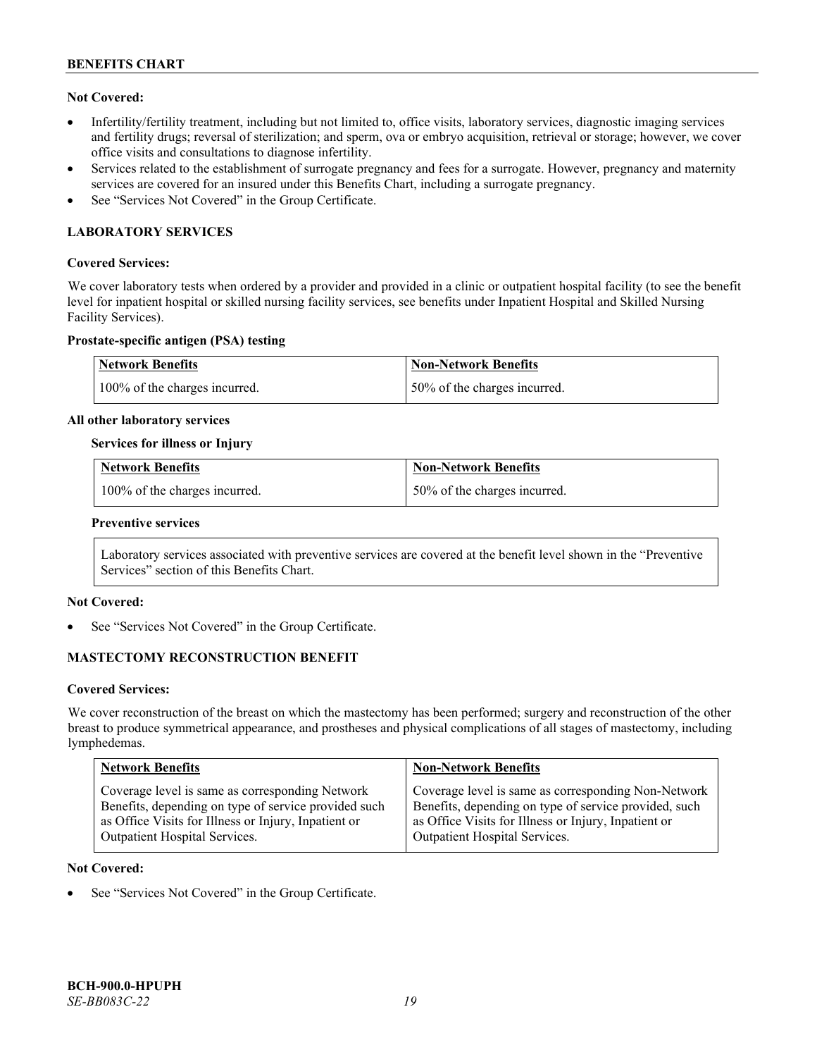**Not Covered:**

- Infertility/fertility treatment, including but not limited to, office visits, laboratory services, diagnostic imaging services and fertility drugs; reversal of sterilization; and sperm, ova or embryo acquisition, retrieval or storage; however, we cover office visits and consultations to diagnose infertility.
- Services related to the establishment of surrogate pregnancy and fees for a surrogate. However, pregnancy and maternity services are covered for an insured under this Benefits Chart, including a surrogate pregnancy.
- See "Services Not Covered" in the Group Certificate.

## LABORATORY SERVICES

**Covered Services:**

We cover laboratory tests when ordered by a provider and provided in a clinic or outpatient hospital facility (to see the benefit level for inpatient hospital or skilled nursing facility services, see benefits under Inpatient Hospital and Skilled Nursing Facility Services).

**Prostate-specific antigen (PSA) testing**

| Network Benefits | Non-Network Benefits |
| --- | --- |
| 100% of the charges incurred. | 50% of the charges incurred. |

**All other laboratory services**

**Services for illness or Injury**

| Network Benefits | Non-Network Benefits |
| --- | --- |
| 100% of the charges incurred. | 50% of the charges incurred. |

**Preventive services**

Laboratory services associated with preventive services are covered at the benefit level shown in the "Preventive Services" section of this Benefits Chart.

**Not Covered:**

- See "Services Not Covered" in the Group Certificate.

## MASTECTOMY RECONSTRUCTION BENEFIT

**Covered Services:**

We cover reconstruction of the breast on which the mastectomy has been performed; surgery and reconstruction of the other breast to produce symmetrical appearance, and prostheses and physical complications of all stages of mastectomy, including lymphedemas.

| Network Benefits | Non-Network Benefits |
| --- | --- |
| Coverage level is same as corresponding Network Benefits, depending on type of service provided such as Office Visits for Illness or Injury, Inpatient or Outpatient Hospital Services. | Coverage level is same as corresponding Non-Network Benefits, depending on type of service provided, such as Office Visits for Illness or Injury, Inpatient or Outpatient Hospital Services. |

**Not Covered:**

- See "Services Not Covered" in the Group Certificate.

BCH-900.0-HPUPH
*SE-BB083C-22*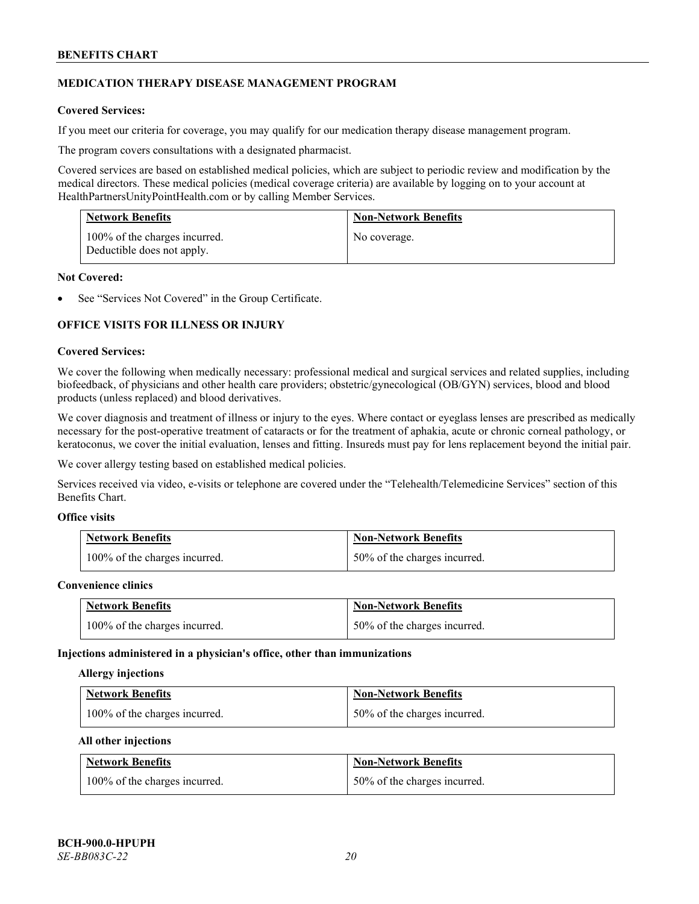## MEDICATION THERAPY DISEASE MANAGEMENT PROGRAM

**Covered Services:**

If you meet our criteria for coverage, you may qualify for our medication therapy disease management program.

The program covers consultations with a designated pharmacist.

Covered services are based on established medical policies, which are subject to periodic review and modification by the medical directors. These medical policies (medical coverage criteria) are available by logging on to your account at HealthPartnersUnityPointHealth.com or by calling Member Services.

| Network Benefits | Non-Network Benefits |
|---|---|
| 100% of the charges incurred. Deductible does not apply. | No coverage. |

**Not Covered:**

- See "Services Not Covered" in the Group Certificate.

## OFFICE VISITS FOR ILLNESS OR INJURY

**Covered Services:**

We cover the following when medically necessary: professional medical and surgical services and related supplies, including biofeedback, of physicians and other health care providers; obstetric/gynecological (OB/GYN) services, blood and blood products (unless replaced) and blood derivatives.

We cover diagnosis and treatment of illness or injury to the eyes. Where contact or eyeglass lenses are prescribed as medically necessary for the post-operative treatment of cataracts or for the treatment of aphakia, acute or chronic corneal pathology, or keratoconus, we cover the initial evaluation, lenses and fitting. Insureds must pay for lens replacement beyond the initial pair.

We cover allergy testing based on established medical policies.

Services received via video, e-visits or telephone are covered under the "Telehealth/Telemedicine Services" section of this Benefits Chart.

**Office visits**

| Network Benefits | Non-Network Benefits |
|---|---|
| 100% of the charges incurred. | 50% of the charges incurred. |

**Convenience clinics**

| Network Benefits | Non-Network Benefits |
|---|---|
| 100% of the charges incurred. | 50% of the charges incurred. |

**Injections administered in a physician's office, other than immunizations**

**Allergy injections**

| Network Benefits | Non-Network Benefits |
|---|---|
| 100% of the charges incurred. | 50% of the charges incurred. |

**All other injections**

| Network Benefits | Non-Network Benefits |
|---|---|
| 100% of the charges incurred. | 50% of the charges incurred. |

**BCH-900.0-HPUPH**
*SE-BB083C-22*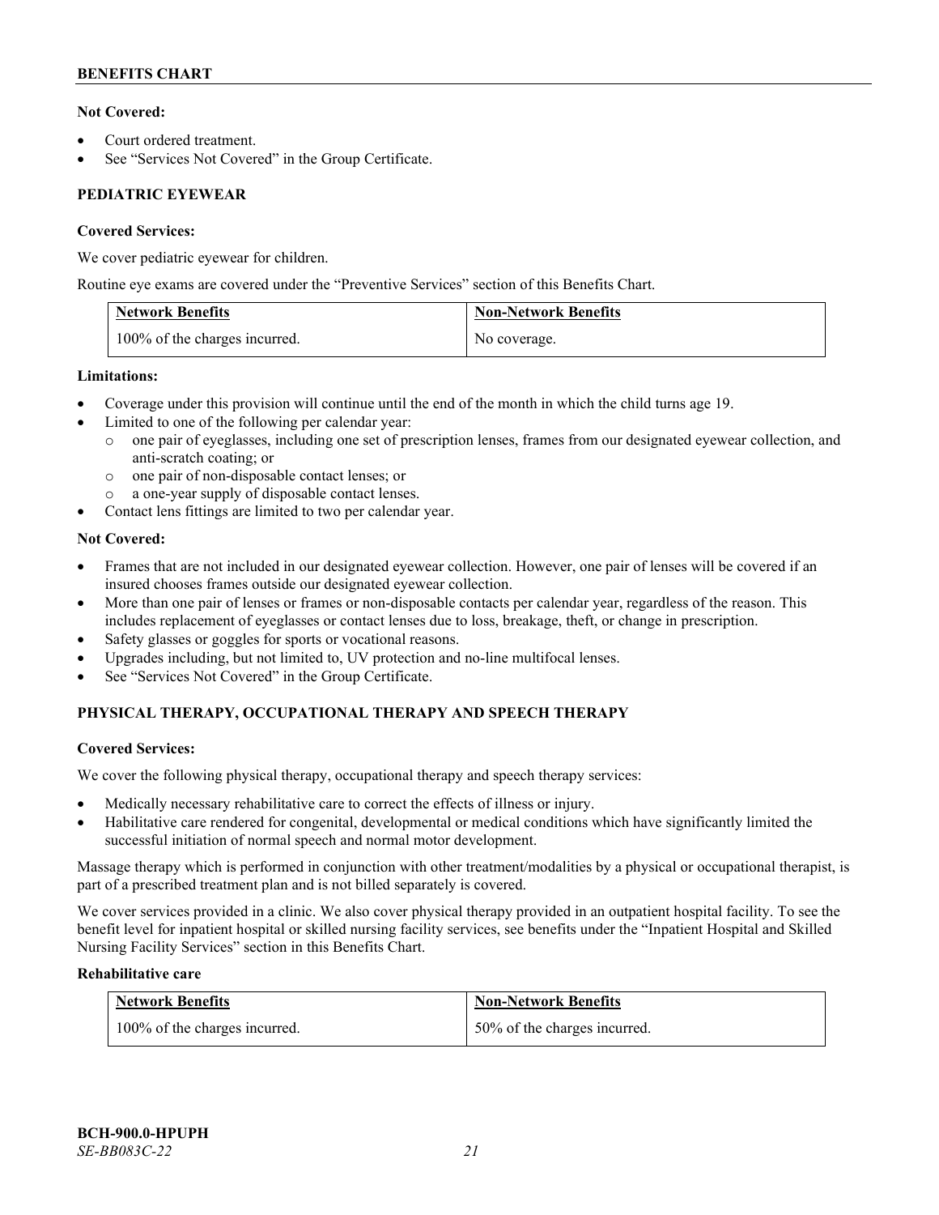**Not Covered:**

- Court ordered treatment.
- See "Services Not Covered" in the Group Certificate.

### PEDIATRIC EYEWEAR

**Covered Services:**

We cover pediatric eyewear for children.

Routine eye exams are covered under the "Preventive Services" section of this Benefits Chart.

| Network Benefits | Non-Network Benefits |
|---|---|
| 100% of the charges incurred. | No coverage. |

**Limitations:**

- Coverage under this provision will continue until the end of the month in which the child turns age 19.
- Limited to one of the following per calendar year:
  - one pair of eyeglasses, including one set of prescription lenses, frames from our designated eyewear collection, and anti-scratch coating; or
  - one pair of non-disposable contact lenses; or
  - a one-year supply of disposable contact lenses.
- Contact lens fittings are limited to two per calendar year.

**Not Covered:**

- Frames that are not included in our designated eyewear collection. However, one pair of lenses will be covered if an insured chooses frames outside our designated eyewear collection.
- More than one pair of lenses or frames or non-disposable contacts per calendar year, regardless of the reason. This includes replacement of eyeglasses or contact lenses due to loss, breakage, theft, or change in prescription.
- Safety glasses or goggles for sports or vocational reasons.
- Upgrades including, but not limited to, UV protection and no-line multifocal lenses.
- See "Services Not Covered" in the Group Certificate.

### PHYSICAL THERAPY, OCCUPATIONAL THERAPY AND SPEECH THERAPY

**Covered Services:**

We cover the following physical therapy, occupational therapy and speech therapy services:

- Medically necessary rehabilitative care to correct the effects of illness or injury.
- Habilitative care rendered for congenital, developmental or medical conditions which have significantly limited the successful initiation of normal speech and normal motor development.

Massage therapy which is performed in conjunction with other treatment/modalities by a physical or occupational therapist, is part of a prescribed treatment plan and is not billed separately is covered.

We cover services provided in a clinic. We also cover physical therapy provided in an outpatient hospital facility. To see the benefit level for inpatient hospital or skilled nursing facility services, see benefits under the "Inpatient Hospital and Skilled Nursing Facility Services" section in this Benefits Chart.

**Rehabilitative care**

| Network Benefits | Non-Network Benefits |
|---|---|
| 100% of the charges incurred. | 50% of the charges incurred. |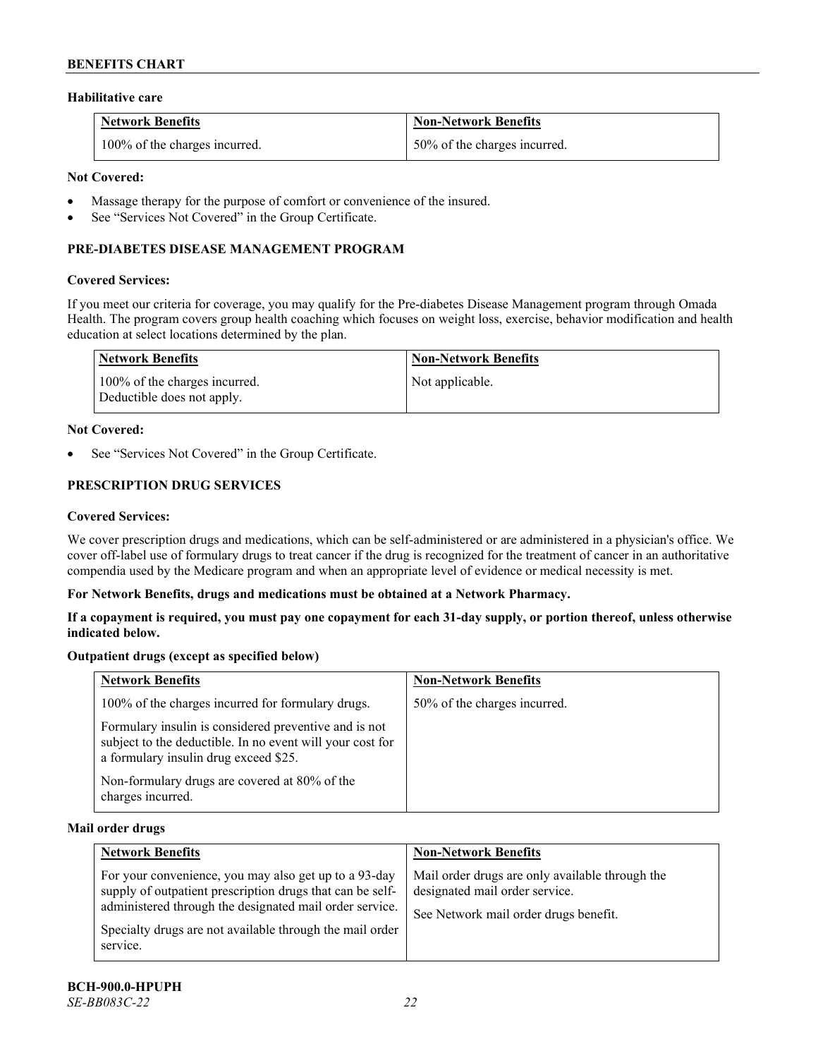### Habilitative care

| Network Benefits | Non-Network Benefits |
|---|---|
| 100% of the charges incurred. | 50% of the charges incurred. |

**Not Covered:**

- Massage therapy for the purpose of comfort or convenience of the insured.
- See "Services Not Covered" in the Group Certificate.

## PRE-DIABETES DISEASE MANAGEMENT PROGRAM

**Covered Services:**

If you meet our criteria for coverage, you may qualify for the Pre-diabetes Disease Management program through Omada Health. The program covers group health coaching which focuses on weight loss, exercise, behavior modification and health education at select locations determined by the plan.

| Network Benefits | Non-Network Benefits |
|---|---|
| 100% of the charges incurred.<br>Deductible does not apply. | Not applicable. |

**Not Covered:**

- See "Services Not Covered" in the Group Certificate.

## PRESCRIPTION DRUG SERVICES

**Covered Services:**

We cover prescription drugs and medications, which can be self-administered or are administered in a physician's office. We cover off-label use of formulary drugs to treat cancer if the drug is recognized for the treatment of cancer in an authoritative compendia used by the Medicare program and when an appropriate level of evidence or medical necessity is met.

**For Network Benefits, drugs and medications must be obtained at a Network Pharmacy.**

**If a copayment is required, you must pay one copayment for each 31-day supply, or portion thereof, unless otherwise indicated below.**

### Outpatient drugs (except as specified below)

| Network Benefits | Non-Network Benefits |
|---|---|
| 100% of the charges incurred for formulary drugs.<br><br>Formulary insulin is considered preventive and is not subject to the deductible. In no event will your cost for a formulary insulin drug exceed $25.<br><br>Non-formulary drugs are covered at 80% of the charges incurred. | 50% of the charges incurred. |

### Mail order drugs

| Network Benefits | Non-Network Benefits |
|---|---|
| For your convenience, you may also get up to a 93-day supply of outpatient prescription drugs that can be self-administered through the designated mail order service.<br><br>Specialty drugs are not available through the mail order service. | Mail order drugs are only available through the designated mail order service.<br><br>See Network mail order drugs benefit. |

BCH-900.0-HPUPH
*SE-BB083C-22*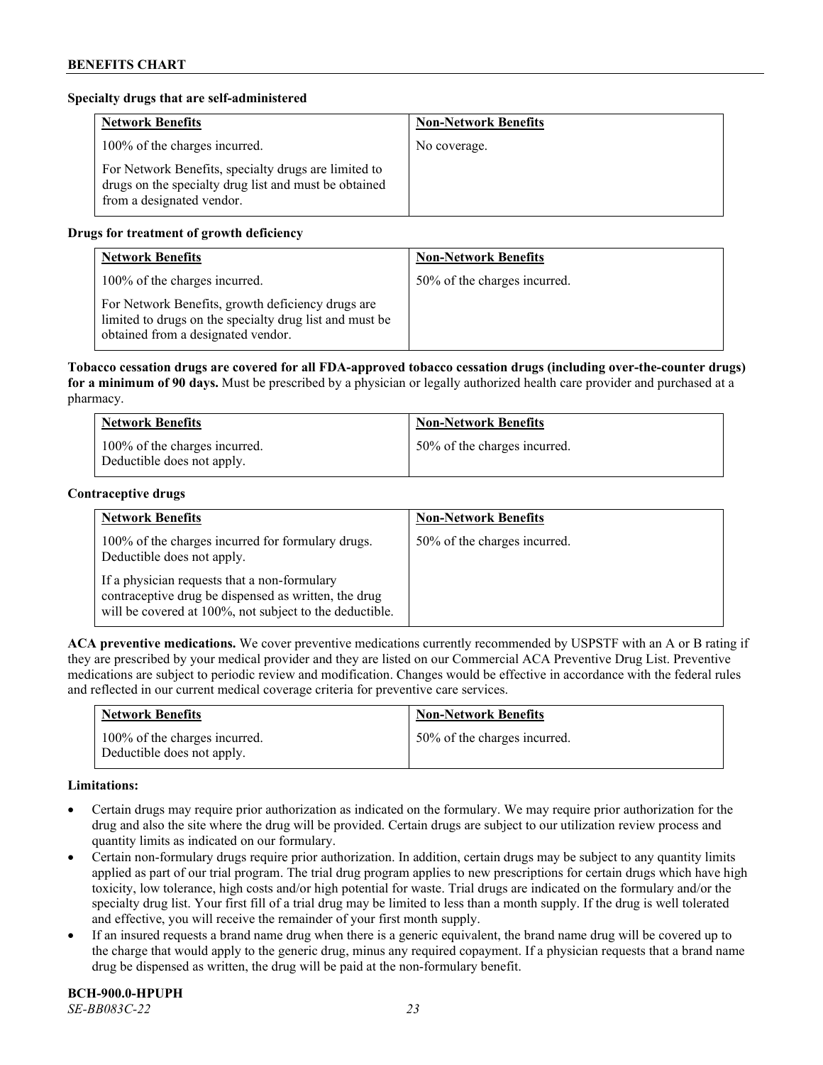**Specialty drugs that are self-administered**

| Network Benefits | Non-Network Benefits |
|---|---|
| 100% of the charges incurred.<br><br>For Network Benefits, specialty drugs are limited to drugs on the specialty drug list and must be obtained from a designated vendor. | No coverage. |

**Drugs for treatment of growth deficiency**

| Network Benefits | Non-Network Benefits |
|---|---|
| 100% of the charges incurred.<br><br>For Network Benefits, growth deficiency drugs are limited to drugs on the specialty drug list and must be obtained from a designated vendor. | 50% of the charges incurred. |

**Tobacco cessation drugs are covered for all FDA-approved tobacco cessation drugs (including over-the-counter drugs) for a minimum of 90 days.** Must be prescribed by a physician or legally authorized health care provider and purchased at a pharmacy.

| Network Benefits | Non-Network Benefits |
|---|---|
| 100% of the charges incurred.<br>Deductible does not apply. | 50% of the charges incurred. |

**Contraceptive drugs**

| Network Benefits | Non-Network Benefits |
|---|---|
| 100% of the charges incurred for formulary drugs.<br>Deductible does not apply.<br><br>If a physician requests that a non-formulary contraceptive drug be dispensed as written, the drug will be covered at 100%, not subject to the deductible. | 50% of the charges incurred. |

**ACA preventive medications.** We cover preventive medications currently recommended by USPSTF with an A or B rating if they are prescribed by your medical provider and they are listed on our Commercial ACA Preventive Drug List. Preventive medications are subject to periodic review and modification. Changes would be effective in accordance with the federal rules and reflected in our current medical coverage criteria for preventive care services.

| Network Benefits | Non-Network Benefits |
|---|---|
| 100% of the charges incurred.<br>Deductible does not apply. | 50% of the charges incurred. |

**Limitations:**

- Certain drugs may require prior authorization as indicated on the formulary. We may require prior authorization for the drug and also the site where the drug will be provided. Certain drugs are subject to our utilization review process and quantity limits as indicated on our formulary.
- Certain non-formulary drugs require prior authorization. In addition, certain drugs may be subject to any quantity limits applied as part of our trial program. The trial drug program applies to new prescriptions for certain drugs which have high toxicity, low tolerance, high costs and/or high potential for waste. Trial drugs are indicated on the formulary and/or the specialty drug list. Your first fill of a trial drug may be limited to less than a month supply. If the drug is well tolerated and effective, you will receive the remainder of your first month supply.
- If an insured requests a brand name drug when there is a generic equivalent, the brand name drug will be covered up to the charge that would apply to the generic drug, minus any required copayment. If a physician requests that a brand name drug be dispensed as written, the drug will be paid at the non-formulary benefit.

**BCH-900.0-HPUPH**
*SE-BB083C-22*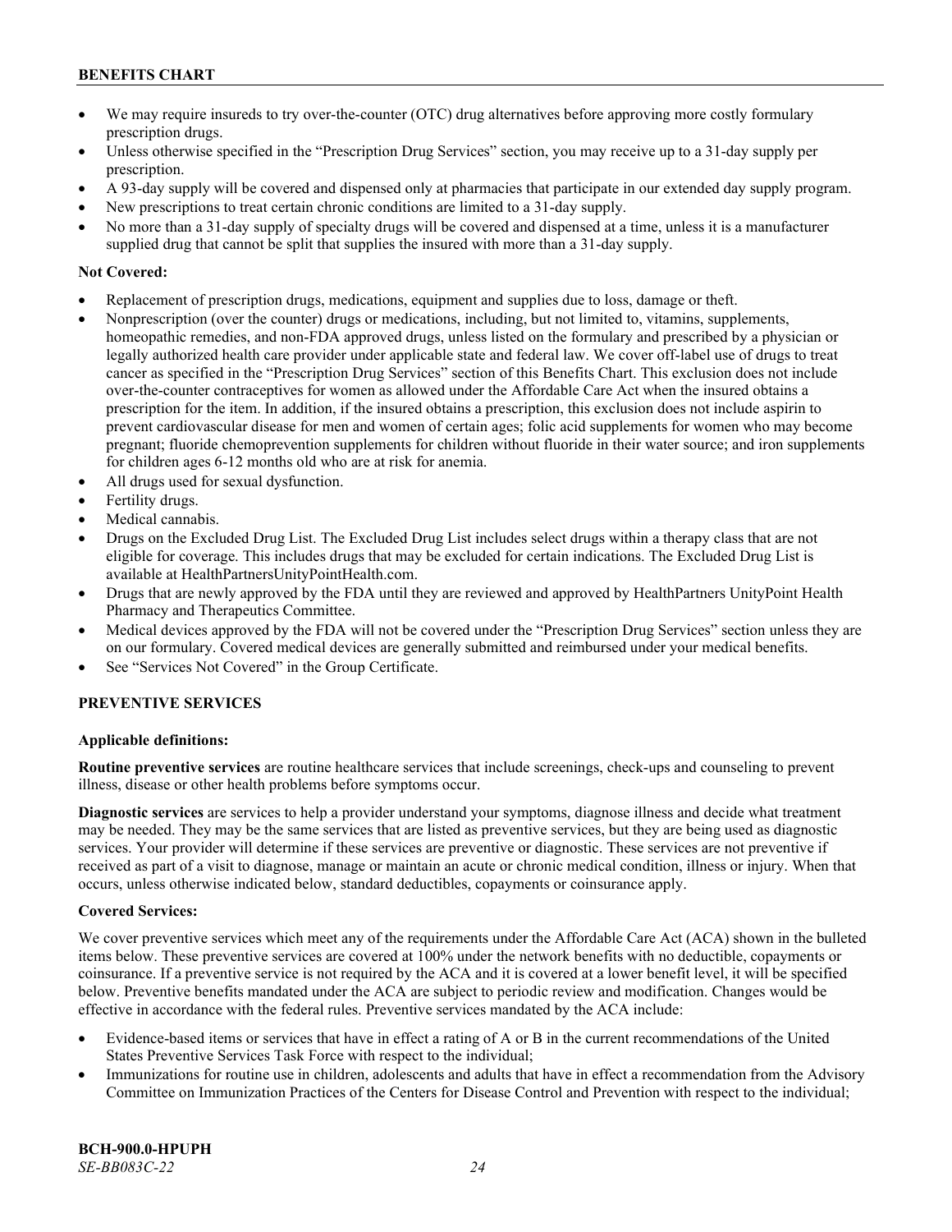- We may require insureds to try over-the-counter (OTC) drug alternatives before approving more costly formulary prescription drugs.
- Unless otherwise specified in the "Prescription Drug Services" section, you may receive up to a 31-day supply per prescription.
- A 93-day supply will be covered and dispensed only at pharmacies that participate in our extended day supply program.
- New prescriptions to treat certain chronic conditions are limited to a 31-day supply.
- No more than a 31-day supply of specialty drugs will be covered and dispensed at a time, unless it is a manufacturer supplied drug that cannot be split that supplies the insured with more than a 31-day supply.

**Not Covered:**

- Replacement of prescription drugs, medications, equipment and supplies due to loss, damage or theft.
- Nonprescription (over the counter) drugs or medications, including, but not limited to, vitamins, supplements, homeopathic remedies, and non-FDA approved drugs, unless listed on the formulary and prescribed by a physician or legally authorized health care provider under applicable state and federal law. We cover off-label use of drugs to treat cancer as specified in the "Prescription Drug Services" section of this Benefits Chart. This exclusion does not include over-the-counter contraceptives for women as allowed under the Affordable Care Act when the insured obtains a prescription for the item. In addition, if the insured obtains a prescription, this exclusion does not include aspirin to prevent cardiovascular disease for men and women of certain ages; folic acid supplements for women who may become pregnant; fluoride chemoprevention supplements for children without fluoride in their water source; and iron supplements for children ages 6-12 months old who are at risk for anemia.
- All drugs used for sexual dysfunction.
- Fertility drugs.
- Medical cannabis.
- Drugs on the Excluded Drug List. The Excluded Drug List includes select drugs within a therapy class that are not eligible for coverage. This includes drugs that may be excluded for certain indications. The Excluded Drug List is available at HealthPartnersUnityPointHealth.com.
- Drugs that are newly approved by the FDA until they are reviewed and approved by HealthPartners UnityPoint Health Pharmacy and Therapeutics Committee.
- Medical devices approved by the FDA will not be covered under the "Prescription Drug Services" section unless they are on our formulary. Covered medical devices are generally submitted and reimbursed under your medical benefits.
- See "Services Not Covered" in the Group Certificate.

## PREVENTIVE SERVICES

**Applicable definitions:**

**Routine preventive services** are routine healthcare services that include screenings, check-ups and counseling to prevent illness, disease or other health problems before symptoms occur.

**Diagnostic services** are services to help a provider understand your symptoms, diagnose illness and decide what treatment may be needed. They may be the same services that are listed as preventive services, but they are being used as diagnostic services. Your provider will determine if these services are preventive or diagnostic. These services are not preventive if received as part of a visit to diagnose, manage or maintain an acute or chronic medical condition, illness or injury. When that occurs, unless otherwise indicated below, standard deductibles, copayments or coinsurance apply.

**Covered Services:**

We cover preventive services which meet any of the requirements under the Affordable Care Act (ACA) shown in the bulleted items below. These preventive services are covered at 100% under the network benefits with no deductible, copayments or coinsurance. If a preventive service is not required by the ACA and it is covered at a lower benefit level, it will be specified below. Preventive benefits mandated under the ACA are subject to periodic review and modification. Changes would be effective in accordance with the federal rules. Preventive services mandated by the ACA include:

- Evidence-based items or services that have in effect a rating of A or B in the current recommendations of the United States Preventive Services Task Force with respect to the individual;
- Immunizations for routine use in children, adolescents and adults that have in effect a recommendation from the Advisory Committee on Immunization Practices of the Centers for Disease Control and Prevention with respect to the individual;

BCH-900.0-HPUPH
*SE-BB083C-22*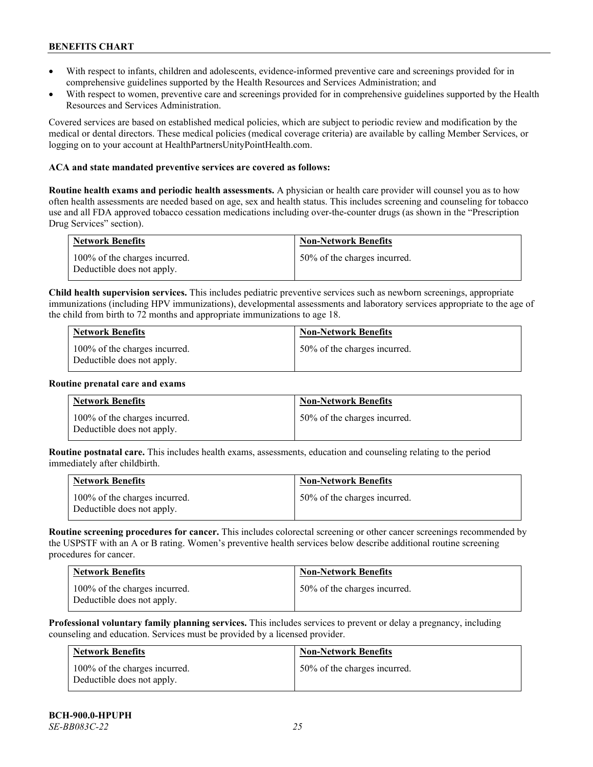- With respect to infants, children and adolescents, evidence-informed preventive care and screenings provided for in comprehensive guidelines supported by the Health Resources and Services Administration; and
- With respect to women, preventive care and screenings provided for in comprehensive guidelines supported by the Health Resources and Services Administration.

Covered services are based on established medical policies, which are subject to periodic review and modification by the medical or dental directors. These medical policies (medical coverage criteria) are available by calling Member Services, or logging on to your account at HealthPartnersUnityPointHealth.com.

**ACA and state mandated preventive services are covered as follows:**

**Routine health exams and periodic health assessments.** A physician or health care provider will counsel you as to how often health assessments are needed based on age, sex and health status. This includes screening and counseling for tobacco use and all FDA approved tobacco cessation medications including over-the-counter drugs (as shown in the "Prescription Drug Services" section).

| Network Benefits | Non-Network Benefits |
| --- | --- |
| 100% of the charges incurred. Deductible does not apply. | 50% of the charges incurred. |

**Child health supervision services.** This includes pediatric preventive services such as newborn screenings, appropriate immunizations (including HPV immunizations), developmental assessments and laboratory services appropriate to the age of the child from birth to 72 months and appropriate immunizations to age 18.

| Network Benefits | Non-Network Benefits |
| --- | --- |
| 100% of the charges incurred. Deductible does not apply. | 50% of the charges incurred. |

**Routine prenatal care and exams**

| Network Benefits | Non-Network Benefits |
| --- | --- |
| 100% of the charges incurred. Deductible does not apply. | 50% of the charges incurred. |

**Routine postnatal care.** This includes health exams, assessments, education and counseling relating to the period immediately after childbirth.

| Network Benefits | Non-Network Benefits |
| --- | --- |
| 100% of the charges incurred. Deductible does not apply. | 50% of the charges incurred. |

**Routine screening procedures for cancer.** This includes colorectal screening or other cancer screenings recommended by the USPSTF with an A or B rating. Women's preventive health services below describe additional routine screening procedures for cancer.

| Network Benefits | Non-Network Benefits |
| --- | --- |
| 100% of the charges incurred. Deductible does not apply. | 50% of the charges incurred. |

**Professional voluntary family planning services.** This includes services to prevent or delay a pregnancy, including counseling and education. Services must be provided by a licensed provider.

| Network Benefits | Non-Network Benefits |
| --- | --- |
| 100% of the charges incurred. Deductible does not apply. | 50% of the charges incurred. |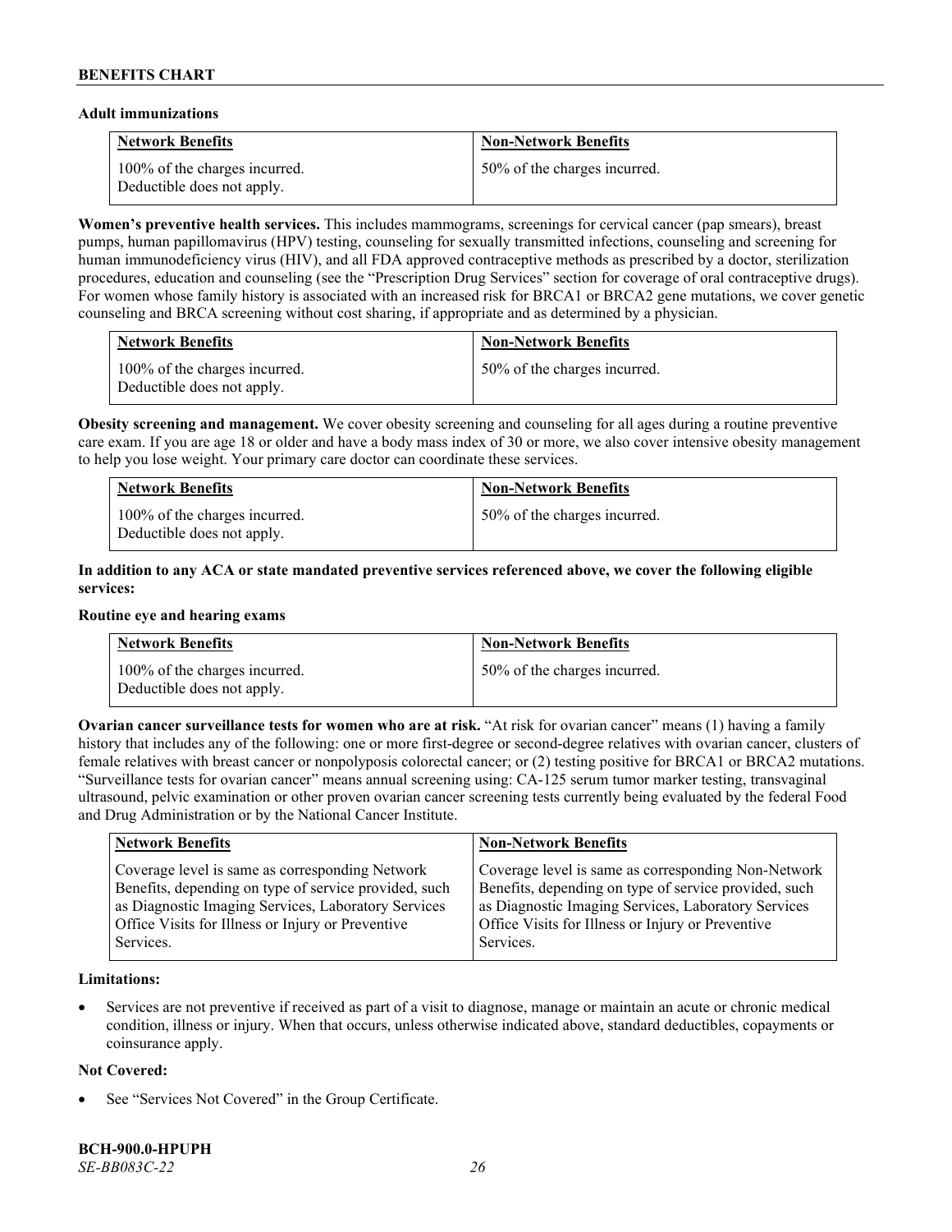**Adult immunizations**

| Network Benefits | Non-Network Benefits |
| --- | --- |
| 100% of the charges incurred. Deductible does not apply. | 50% of the charges incurred. |

**Women's preventive health services.** This includes mammograms, screenings for cervical cancer (pap smears), breast pumps, human papillomavirus (HPV) testing, counseling for sexually transmitted infections, counseling and screening for human immunodeficiency virus (HIV), and all FDA approved contraceptive methods as prescribed by a doctor, sterilization procedures, education and counseling (see the "Prescription Drug Services" section for coverage of oral contraceptive drugs). For women whose family history is associated with an increased risk for BRCA1 or BRCA2 gene mutations, we cover genetic counseling and BRCA screening without cost sharing, if appropriate and as determined by a physician.

| Network Benefits | Non-Network Benefits |
| --- | --- |
| 100% of the charges incurred. Deductible does not apply. | 50% of the charges incurred. |

**Obesity screening and management.** We cover obesity screening and counseling for all ages during a routine preventive care exam. If you are age 18 or older and have a body mass index of 30 or more, we also cover intensive obesity management to help you lose weight. Your primary care doctor can coordinate these services.

| Network Benefits | Non-Network Benefits |
| --- | --- |
| 100% of the charges incurred. Deductible does not apply. | 50% of the charges incurred. |

**In addition to any ACA or state mandated preventive services referenced above, we cover the following eligible services:**

**Routine eye and hearing exams**

| Network Benefits | Non-Network Benefits |
| --- | --- |
| 100% of the charges incurred. Deductible does not apply. | 50% of the charges incurred. |

**Ovarian cancer surveillance tests for women who are at risk.** "At risk for ovarian cancer" means (1) having a family history that includes any of the following: one or more first-degree or second-degree relatives with ovarian cancer, clusters of female relatives with breast cancer or nonpolyposis colorectal cancer; or (2) testing positive for BRCA1 or BRCA2 mutations. "Surveillance tests for ovarian cancer" means annual screening using: CA-125 serum tumor marker testing, transvaginal ultrasound, pelvic examination or other proven ovarian cancer screening tests currently being evaluated by the federal Food and Drug Administration or by the National Cancer Institute.

| Network Benefits | Non-Network Benefits |
| --- | --- |
| Coverage level is same as corresponding Network Benefits, depending on type of service provided, such as Diagnostic Imaging Services, Laboratory Services Office Visits for Illness or Injury or Preventive Services. | Coverage level is same as corresponding Non-Network Benefits, depending on type of service provided, such as Diagnostic Imaging Services, Laboratory Services Office Visits for Illness or Injury or Preventive Services. |

**Limitations:**

- Services are not preventive if received as part of a visit to diagnose, manage or maintain an acute or chronic medical condition, illness or injury. When that occurs, unless otherwise indicated above, standard deductibles, copayments or coinsurance apply.

**Not Covered:**

- See "Services Not Covered" in the Group Certificate.

**BCH-900.0-HPUPH**
*SE-BB083C-22*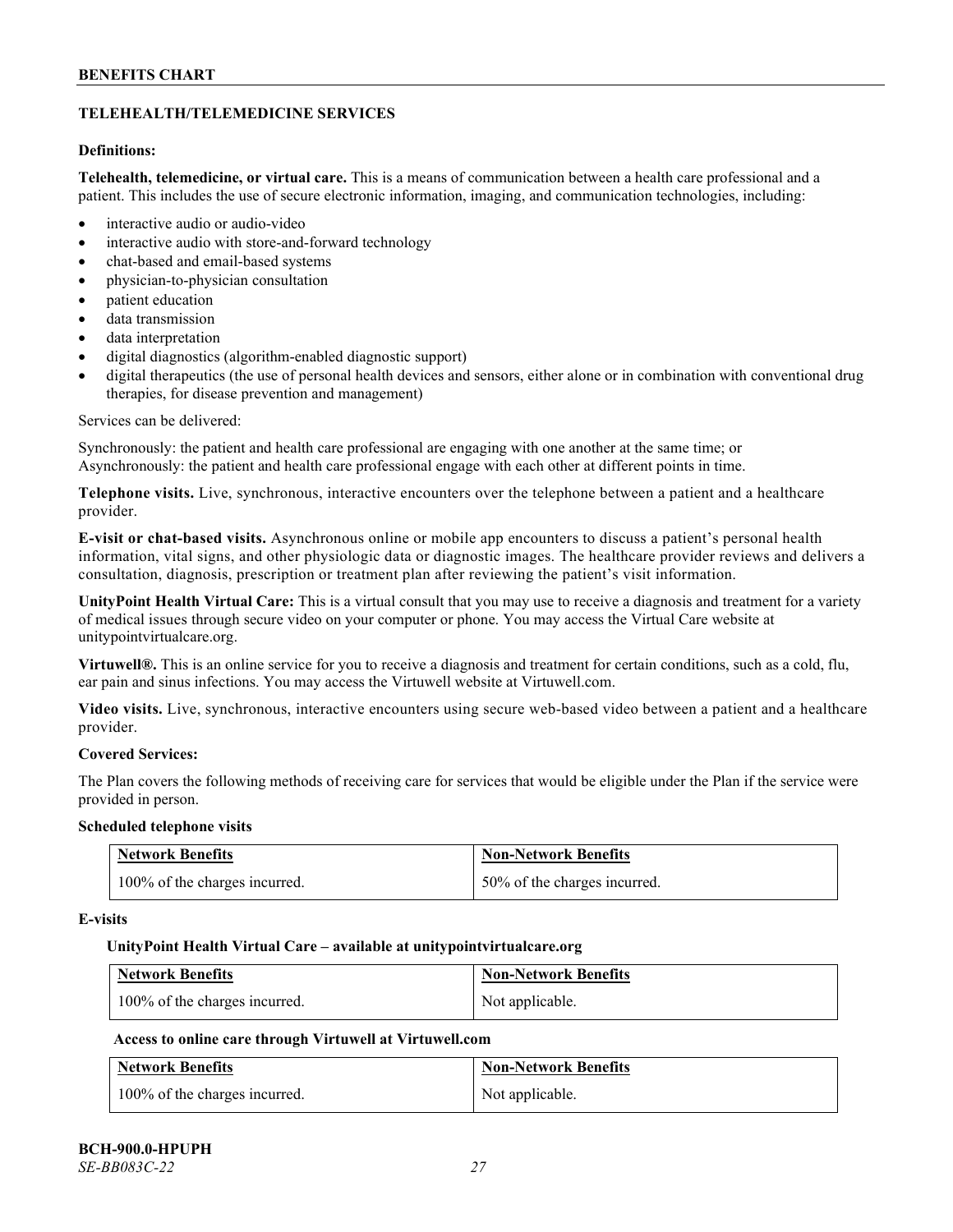## TELEHEALTH/TELEMEDICINE SERVICES

**Definitions:**

**Telehealth, telemedicine, or virtual care.** This is a means of communication between a health care professional and a patient. This includes the use of secure electronic information, imaging, and communication technologies, including:

- interactive audio or audio-video
- interactive audio with store-and-forward technology
- chat-based and email-based systems
- physician-to-physician consultation
- patient education
- data transmission
- data interpretation
- digital diagnostics (algorithm-enabled diagnostic support)
- digital therapeutics (the use of personal health devices and sensors, either alone or in combination with conventional drug therapies, for disease prevention and management)

Services can be delivered:

Synchronously: the patient and health care professional are engaging with one another at the same time; or
Asynchronously: the patient and health care professional engage with each other at different points in time.

**Telephone visits.** Live, synchronous, interactive encounters over the telephone between a patient and a healthcare provider.

**E-visit or chat-based visits.** Asynchronous online or mobile app encounters to discuss a patient's personal health information, vital signs, and other physiologic data or diagnostic images. The healthcare provider reviews and delivers a consultation, diagnosis, prescription or treatment plan after reviewing the patient's visit information.

**UnityPoint Health Virtual Care:** This is a virtual consult that you may use to receive a diagnosis and treatment for a variety of medical issues through secure video on your computer or phone. You may access the Virtual Care website at unitypointvirtualcare.org.

**Virtuwell®.** This is an online service for you to receive a diagnosis and treatment for certain conditions, such as a cold, flu, ear pain and sinus infections. You may access the Virtuwell website at Virtuwell.com.

**Video visits.** Live, synchronous, interactive encounters using secure web-based video between a patient and a healthcare provider.

**Covered Services:**

The Plan covers the following methods of receiving care for services that would be eligible under the Plan if the service were provided in person.

**Scheduled telephone visits**

| Network Benefits | Non-Network Benefits |
|---|---|
| 100% of the charges incurred. | 50% of the charges incurred. |

**E-visits**

**UnityPoint Health Virtual Care – available at unitypointvirtualcare.org**

| Network Benefits | Non-Network Benefits |
|---|---|
| 100% of the charges incurred. | Not applicable. |

**Access to online care through Virtuwell at Virtuwell.com**

| Network Benefits | Non-Network Benefits |
|---|---|
| 100% of the charges incurred. | Not applicable. |

**BCH-900.0-HPUPH**
*SE-BB083C-22*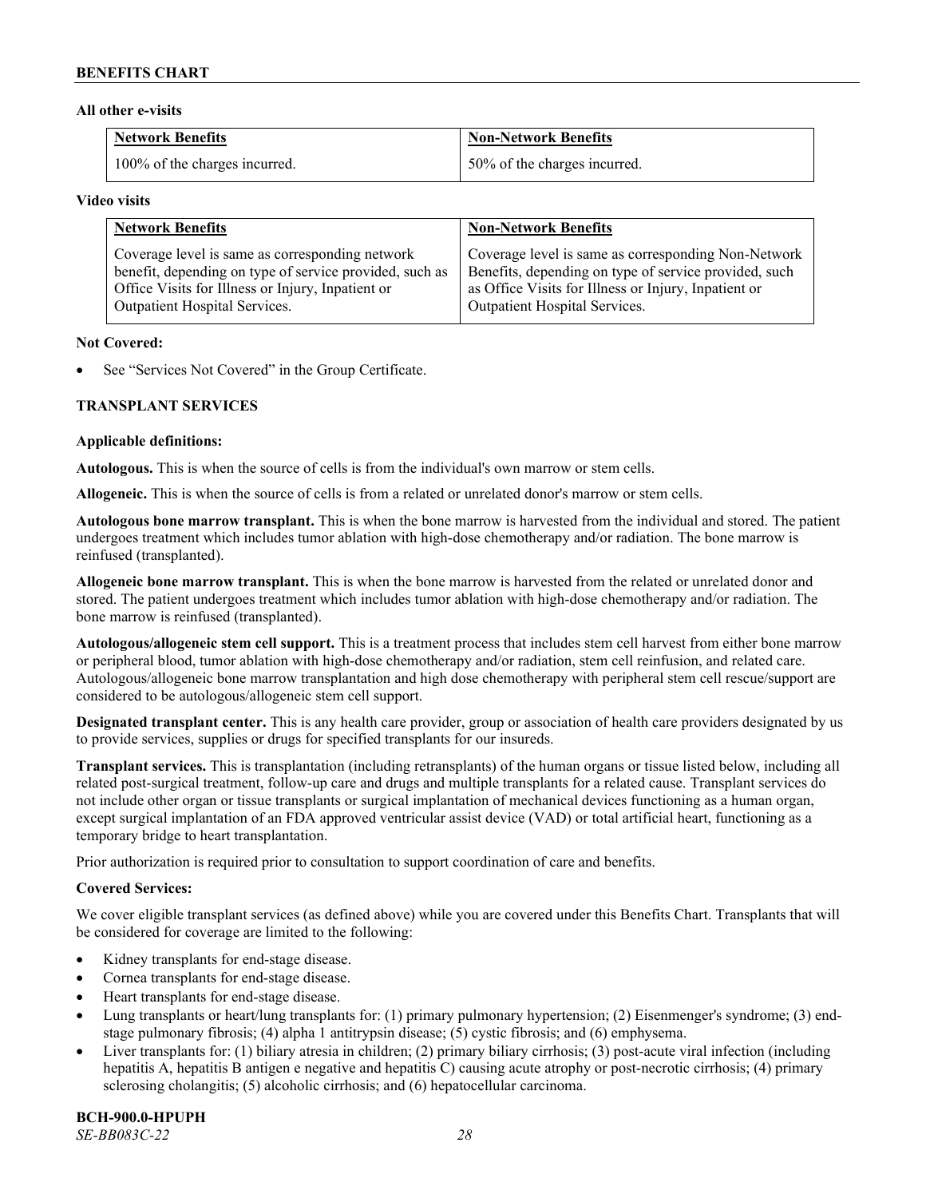**All other e-visits**

| Network Benefits | Non-Network Benefits |
|---|---|
| 100% of the charges incurred. | 50% of the charges incurred. |

**Video visits**

| Network Benefits | Non-Network Benefits |
|---|---|
| Coverage level is same as corresponding network benefit, depending on type of service provided, such as Office Visits for Illness or Injury, Inpatient or Outpatient Hospital Services. | Coverage level is same as corresponding Non-Network Benefits, depending on type of service provided, such as Office Visits for Illness or Injury, Inpatient or Outpatient Hospital Services. |

**Not Covered:**

- See "Services Not Covered" in the Group Certificate.

**TRANSPLANT SERVICES**

**Applicable definitions:**

**Autologous.** This is when the source of cells is from the individual's own marrow or stem cells.

**Allogeneic.** This is when the source of cells is from a related or unrelated donor's marrow or stem cells.

**Autologous bone marrow transplant.** This is when the bone marrow is harvested from the individual and stored. The patient undergoes treatment which includes tumor ablation with high-dose chemotherapy and/or radiation. The bone marrow is reinfused (transplanted).

**Allogeneic bone marrow transplant.** This is when the bone marrow is harvested from the related or unrelated donor and stored. The patient undergoes treatment which includes tumor ablation with high-dose chemotherapy and/or radiation. The bone marrow is reinfused (transplanted).

**Autologous/allogeneic stem cell support.** This is a treatment process that includes stem cell harvest from either bone marrow or peripheral blood, tumor ablation with high-dose chemotherapy and/or radiation, stem cell reinfusion, and related care. Autologous/allogeneic bone marrow transplantation and high dose chemotherapy with peripheral stem cell rescue/support are considered to be autologous/allogeneic stem cell support.

**Designated transplant center.** This is any health care provider, group or association of health care providers designated by us to provide services, supplies or drugs for specified transplants for our insureds.

**Transplant services.** This is transplantation (including retransplants) of the human organs or tissue listed below, including all related post-surgical treatment, follow-up care and drugs and multiple transplants for a related cause. Transplant services do not include other organ or tissue transplants or surgical implantation of mechanical devices functioning as a human organ, except surgical implantation of an FDA approved ventricular assist device (VAD) or total artificial heart, functioning as a temporary bridge to heart transplantation.

Prior authorization is required prior to consultation to support coordination of care and benefits.

**Covered Services:**

We cover eligible transplant services (as defined above) while you are covered under this Benefits Chart. Transplants that will be considered for coverage are limited to the following:

- Kidney transplants for end-stage disease.
- Cornea transplants for end-stage disease.
- Heart transplants for end-stage disease.
- Lung transplants or heart/lung transplants for: (1) primary pulmonary hypertension; (2) Eisenmenger's syndrome; (3) end-stage pulmonary fibrosis; (4) alpha 1 antitrypsin disease; (5) cystic fibrosis; and (6) emphysema.
- Liver transplants for: (1) biliary atresia in children; (2) primary biliary cirrhosis; (3) post-acute viral infection (including hepatitis A, hepatitis B antigen e negative and hepatitis C) causing acute atrophy or post-necrotic cirrhosis; (4) primary sclerosing cholangitis; (5) alcoholic cirrhosis; and (6) hepatocellular carcinoma.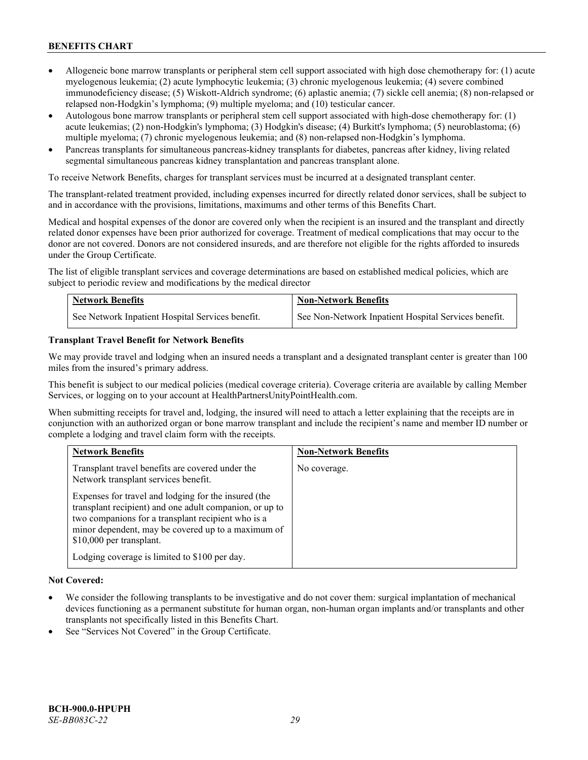- Allogeneic bone marrow transplants or peripheral stem cell support associated with high dose chemotherapy for: (1) acute myelogenous leukemia; (2) acute lymphocytic leukemia; (3) chronic myelogenous leukemia; (4) severe combined immunodeficiency disease; (5) Wiskott-Aldrich syndrome; (6) aplastic anemia; (7) sickle cell anemia; (8) non-relapsed or relapsed non-Hodgkin's lymphoma; (9) multiple myeloma; and (10) testicular cancer.
- Autologous bone marrow transplants or peripheral stem cell support associated with high-dose chemotherapy for: (1) acute leukemias; (2) non-Hodgkin's lymphoma; (3) Hodgkin's disease; (4) Burkitt's lymphoma; (5) neuroblastoma; (6) multiple myeloma; (7) chronic myelogenous leukemia; and (8) non-relapsed non-Hodgkin's lymphoma.
- Pancreas transplants for simultaneous pancreas-kidney transplants for diabetes, pancreas after kidney, living related segmental simultaneous pancreas kidney transplantation and pancreas transplant alone.

To receive Network Benefits, charges for transplant services must be incurred at a designated transplant center.

The transplant-related treatment provided, including expenses incurred for directly related donor services, shall be subject to and in accordance with the provisions, limitations, maximums and other terms of this Benefits Chart.

Medical and hospital expenses of the donor are covered only when the recipient is an insured and the transplant and directly related donor expenses have been prior authorized for coverage. Treatment of medical complications that may occur to the donor are not covered. Donors are not considered insureds, and are therefore not eligible for the rights afforded to insureds under the Group Certificate.

The list of eligible transplant services and coverage determinations are based on established medical policies, which are subject to periodic review and modifications by the medical director

| Network Benefits | Non-Network Benefits |
|---|---|
| See Network Inpatient Hospital Services benefit. | See Non-Network Inpatient Hospital Services benefit. |

**Transplant Travel Benefit for Network Benefits**

We may provide travel and lodging when an insured needs a transplant and a designated transplant center is greater than 100 miles from the insured's primary address.

This benefit is subject to our medical policies (medical coverage criteria). Coverage criteria are available by calling Member Services, or logging on to your account at HealthPartnersUnityPointHealth.com.

When submitting receipts for travel and, lodging, the insured will need to attach a letter explaining that the receipts are in conjunction with an authorized organ or bone marrow transplant and include the recipient's name and member ID number or complete a lodging and travel claim form with the receipts.

| Network Benefits | Non-Network Benefits |
|---|---|
| Transplant travel benefits are covered under the Network transplant services benefit.<br><br>Expenses for travel and lodging for the insured (the transplant recipient) and one adult companion, or up to two companions for a transplant recipient who is a minor dependent, may be covered up to a maximum of $10,000 per transplant.<br><br>Lodging coverage is limited to $100 per day. | No coverage. |

**Not Covered:**

- We consider the following transplants to be investigative and do not cover them: surgical implantation of mechanical devices functioning as a permanent substitute for human organ, non-human organ implants and/or transplants and other transplants not specifically listed in this Benefits Chart.
- See "Services Not Covered" in the Group Certificate.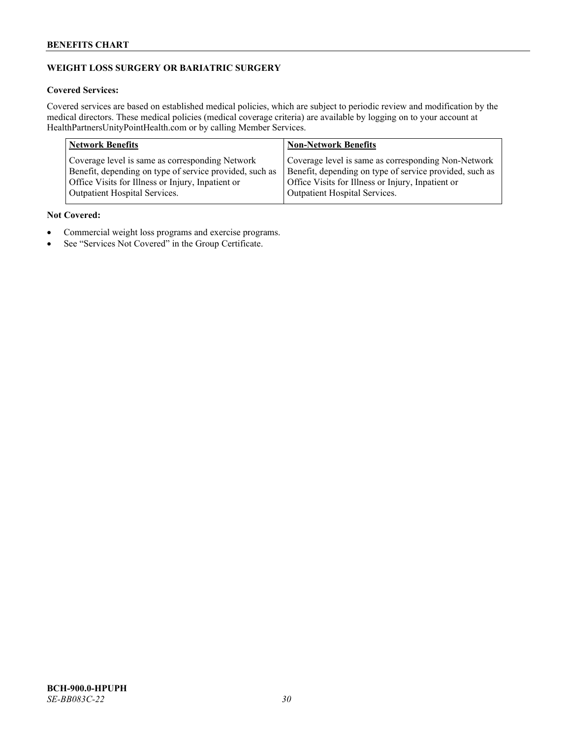## WEIGHT LOSS SURGERY OR BARIATRIC SURGERY

**Covered Services:**

Covered services are based on established medical policies, which are subject to periodic review and modification by the medical directors. These medical policies (medical coverage criteria) are available by logging on to your account at HealthPartnersUnityPointHealth.com or by calling Member Services.

| Network Benefits | Non-Network Benefits |
|---|---|
| Coverage level is same as corresponding Network Benefit, depending on type of service provided, such as Office Visits for Illness or Injury, Inpatient or Outpatient Hospital Services. | Coverage level is same as corresponding Non-Network Benefit, depending on type of service provided, such as Office Visits for Illness or Injury, Inpatient or Outpatient Hospital Services. |

**Not Covered:**

- Commercial weight loss programs and exercise programs.
- See "Services Not Covered" in the Group Certificate.